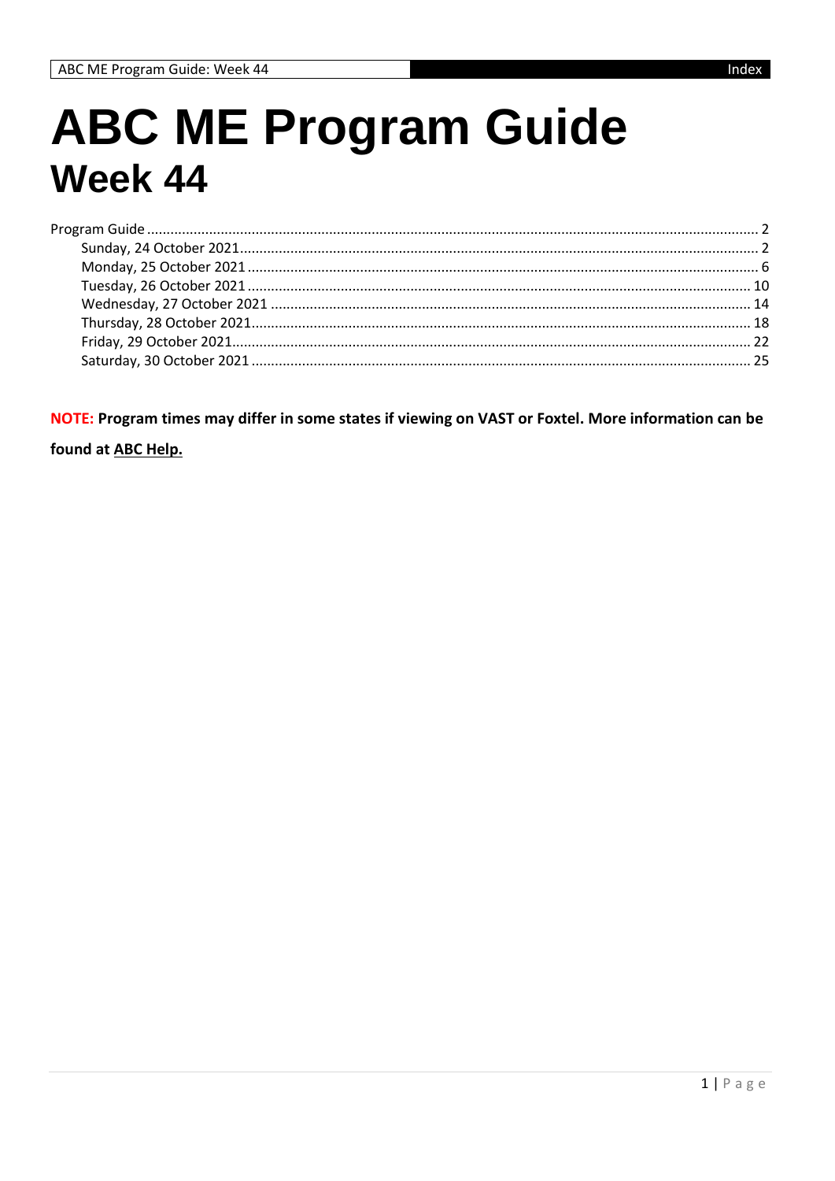# ABC ME Program Guide
## Week 44

Program Guide ........ 2
- Sunday, 24 October 2021 ........ 2
- Monday, 25 October 2021 ........ 6
- Tuesday, 26 October 2021 ........ 10
- Wednesday, 27 October 2021 ........ 14
- Thursday, 28 October 2021 ........ 18
- Friday, 29 October 2021 ........ 22
- Saturday, 30 October 2021 ........ 25

**NOTE: Program times may differ in some states if viewing on VAST or Foxtel. More information can be found at ABC Help.**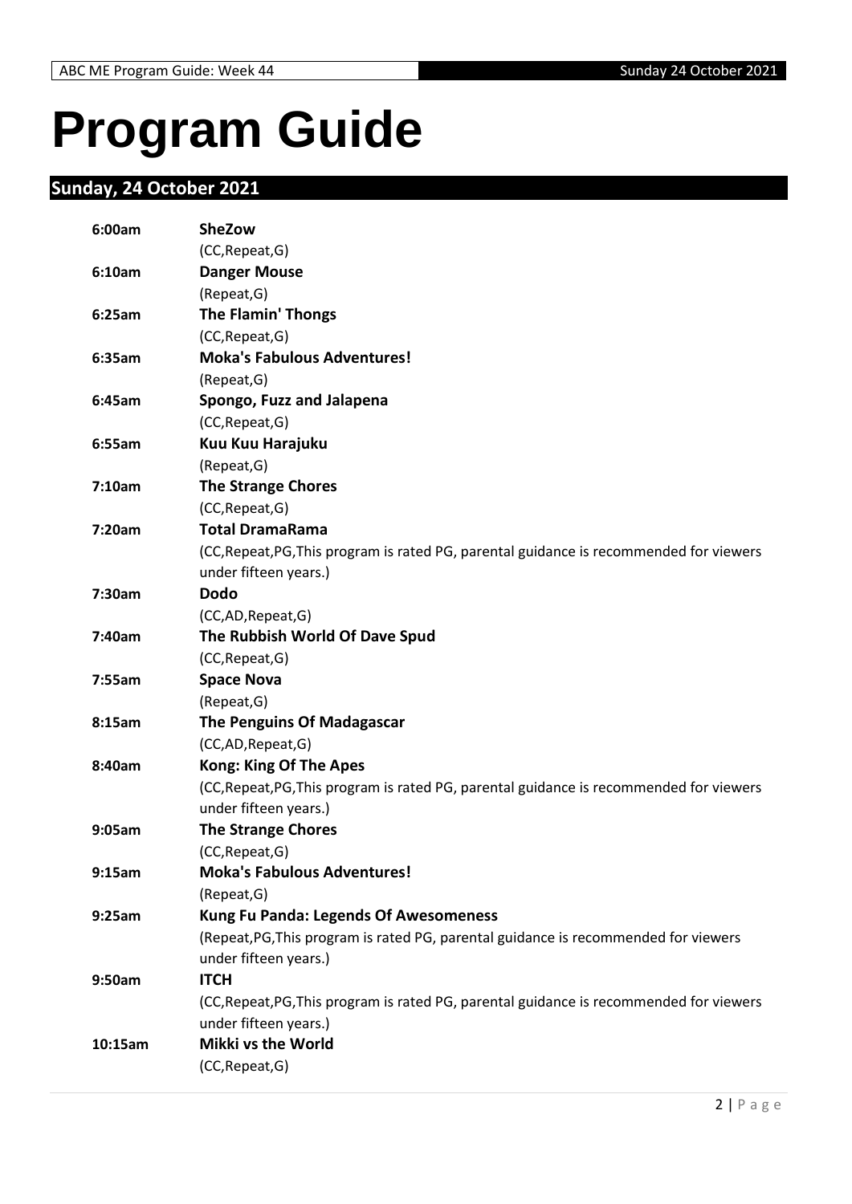# Program Guide

## Sunday, 24 October 2021

**6:00am** **SheZow**
(CC,Repeat,G)

**6:10am** **Danger Mouse**
(Repeat,G)

**6:25am** **The Flamin' Thongs**
(CC,Repeat,G)

**6:35am** **Moka's Fabulous Adventures!**
(Repeat,G)

**6:45am** **Spongo, Fuzz and Jalapena**
(CC,Repeat,G)

**6:55am** **Kuu Kuu Harajuku**
(Repeat,G)

**7:10am** **The Strange Chores**
(CC,Repeat,G)

**7:20am** **Total DramaRama**
(CC,Repeat,PG,This program is rated PG, parental guidance is recommended for viewers under fifteen years.)

**7:30am** **Dodo**
(CC,AD,Repeat,G)

**7:40am** **The Rubbish World Of Dave Spud**
(CC,Repeat,G)

**7:55am** **Space Nova**
(Repeat,G)

**8:15am** **The Penguins Of Madagascar**
(CC,AD,Repeat,G)

**8:40am** **Kong: King Of The Apes**
(CC,Repeat,PG,This program is rated PG, parental guidance is recommended for viewers under fifteen years.)

**9:05am** **The Strange Chores**
(CC,Repeat,G)

**9:15am** **Moka's Fabulous Adventures!**
(Repeat,G)

**9:25am** **Kung Fu Panda: Legends Of Awesomeness**
(Repeat,PG,This program is rated PG, parental guidance is recommended for viewers under fifteen years.)

**9:50am** **ITCH**
(CC,Repeat,PG,This program is rated PG, parental guidance is recommended for viewers under fifteen years.)

**10:15am** **Mikki vs the World**
(CC,Repeat,G)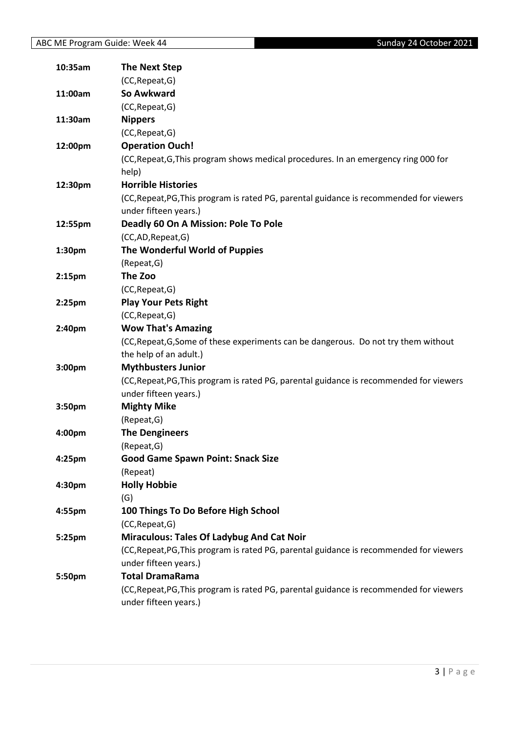| | |
|---|---|
| **10:35am** | **The Next Step** |
| | (CC,Repeat,G) |
| **11:00am** | **So Awkward** |
| | (CC,Repeat,G) |
| **11:30am** | **Nippers** |
| | (CC,Repeat,G) |
| **12:00pm** | **Operation Ouch!** |
| | (CC,Repeat,G,This program shows medical procedures. In an emergency ring 000 for help) |
| **12:30pm** | **Horrible Histories** |
| | (CC,Repeat,PG,This program is rated PG, parental guidance is recommended for viewers under fifteen years.) |
| **12:55pm** | **Deadly 60 On A Mission: Pole To Pole** |
| | (CC,AD,Repeat,G) |
| **1:30pm** | **The Wonderful World of Puppies** |
| | (Repeat,G) |
| **2:15pm** | **The Zoo** |
| | (CC,Repeat,G) |
| **2:25pm** | **Play Your Pets Right** |
| | (CC,Repeat,G) |
| **2:40pm** | **Wow That's Amazing** |
| | (CC,Repeat,G,Some of these experiments can be dangerous. Do not try them without the help of an adult.) |
| **3:00pm** | **Mythbusters Junior** |
| | (CC,Repeat,PG,This program is rated PG, parental guidance is recommended for viewers under fifteen years.) |
| **3:50pm** | **Mighty Mike** |
| | (Repeat,G) |
| **4:00pm** | **The Dengineers** |
| | (Repeat,G) |
| **4:25pm** | **Good Game Spawn Point: Snack Size** |
| | (Repeat) |
| **4:30pm** | **Holly Hobbie** |
| | (G) |
| **4:55pm** | **100 Things To Do Before High School** |
| | (CC,Repeat,G) |
| **5:25pm** | **Miraculous: Tales Of Ladybug And Cat Noir** |
| | (CC,Repeat,PG,This program is rated PG, parental guidance is recommended for viewers under fifteen years.) |
| **5:50pm** | **Total DramaRama** |
| | (CC,Repeat,PG,This program is rated PG, parental guidance is recommended for viewers under fifteen years.) |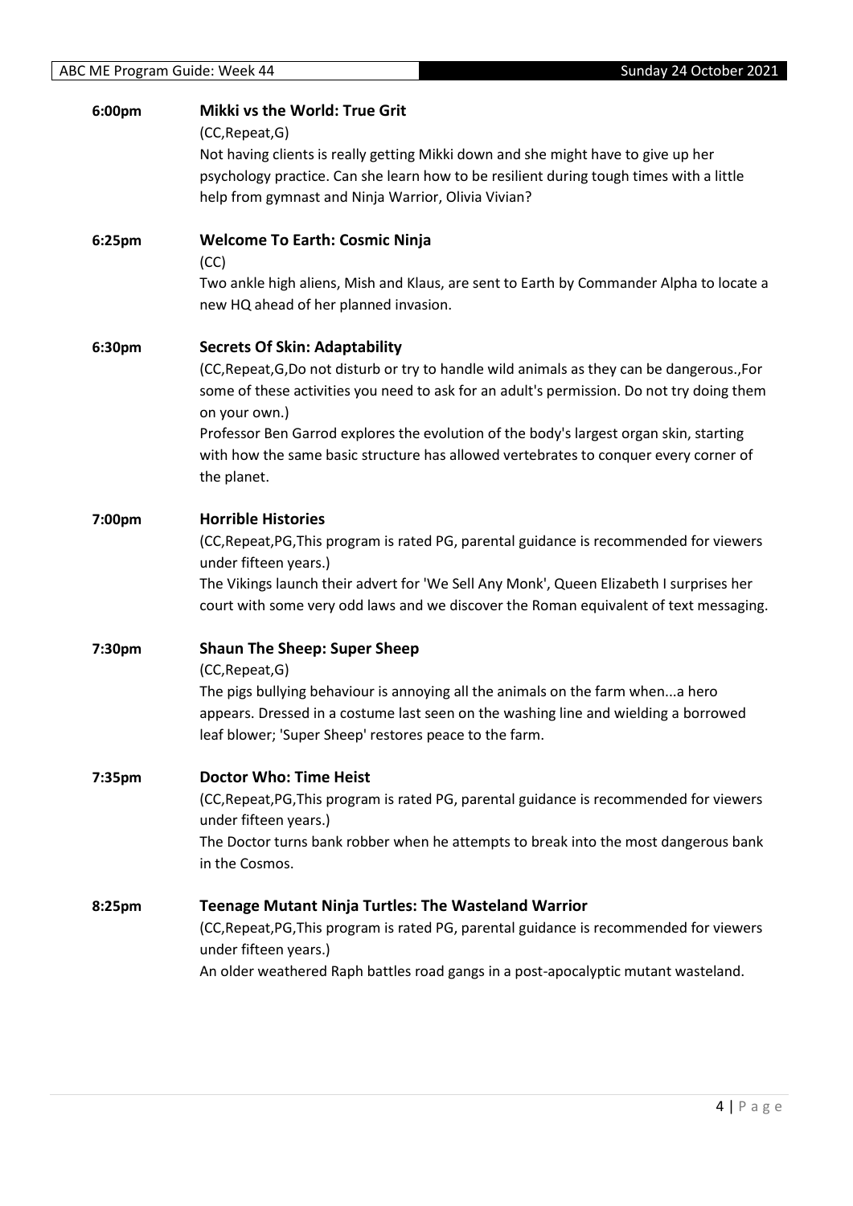**6:00pm** **Mikki vs the World: True Grit**

(CC,Repeat,G)

Not having clients is really getting Mikki down and she might have to give up her psychology practice. Can she learn how to be resilient during tough times with a little help from gymnast and Ninja Warrior, Olivia Vivian?

**6:25pm** **Welcome To Earth: Cosmic Ninja**

(CC)

Two ankle high aliens, Mish and Klaus, are sent to Earth by Commander Alpha to locate a new HQ ahead of her planned invasion.

**6:30pm** **Secrets Of Skin: Adaptability**

(CC,Repeat,G,Do not disturb or try to handle wild animals as they can be dangerous.,For some of these activities you need to ask for an adult's permission. Do not try doing them on your own.)

Professor Ben Garrod explores the evolution of the body's largest organ skin, starting with how the same basic structure has allowed vertebrates to conquer every corner of the planet.

**7:00pm** **Horrible Histories**

(CC,Repeat,PG,This program is rated PG, parental guidance is recommended for viewers under fifteen years.)

The Vikings launch their advert for 'We Sell Any Monk', Queen Elizabeth I surprises her court with some very odd laws and we discover the Roman equivalent of text messaging.

**7:30pm** **Shaun The Sheep: Super Sheep**

(CC,Repeat,G)

The pigs bullying behaviour is annoying all the animals on the farm when...a hero appears. Dressed in a costume last seen on the washing line and wielding a borrowed leaf blower; 'Super Sheep' restores peace to the farm.

**7:35pm** **Doctor Who: Time Heist**

(CC,Repeat,PG,This program is rated PG, parental guidance is recommended for viewers under fifteen years.)

The Doctor turns bank robber when he attempts to break into the most dangerous bank in the Cosmos.

**8:25pm** **Teenage Mutant Ninja Turtles: The Wasteland Warrior**

(CC,Repeat,PG,This program is rated PG, parental guidance is recommended for viewers under fifteen years.)

An older weathered Raph battles road gangs in a post-apocalyptic mutant wasteland.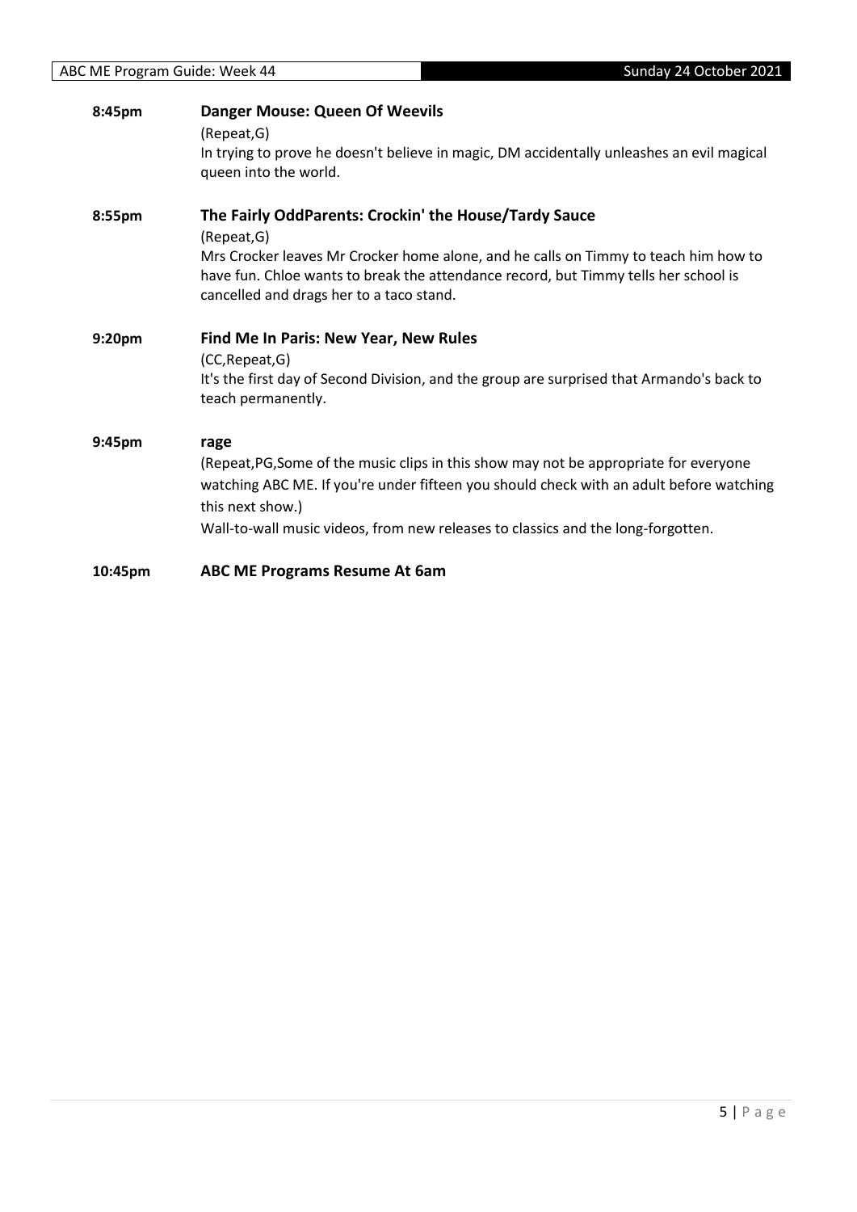**8:45pm** **Danger Mouse: Queen Of Weevils**

(Repeat,G)

In trying to prove he doesn't believe in magic, DM accidentally unleashes an evil magical queen into the world.

**8:55pm** **The Fairly OddParents: Crockin' the House/Tardy Sauce**

(Repeat,G)

Mrs Crocker leaves Mr Crocker home alone, and he calls on Timmy to teach him how to have fun. Chloe wants to break the attendance record, but Timmy tells her school is cancelled and drags her to a taco stand.

**9:20pm** **Find Me In Paris: New Year, New Rules**

(CC,Repeat,G)

It's the first day of Second Division, and the group are surprised that Armando's back to teach permanently.

**9:45pm** **rage**

(Repeat,PG,Some of the music clips in this show may not be appropriate for everyone watching ABC ME. If you're under fifteen you should check with an adult before watching this next show.)

Wall-to-wall music videos, from new releases to classics and the long-forgotten.

**10:45pm** **ABC ME Programs Resume At 6am**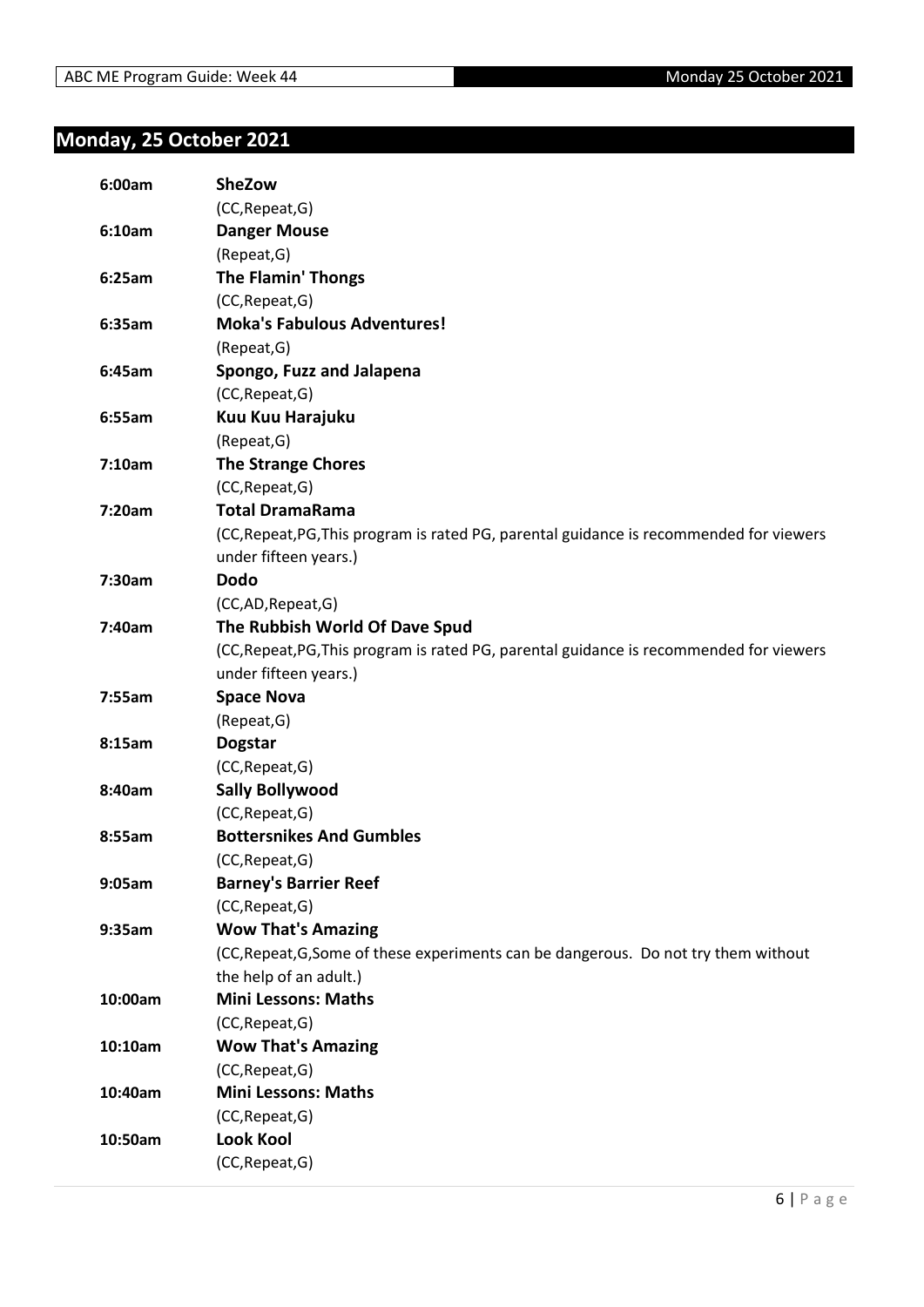## Monday, 25 October 2021

| | |
|---|---|
| **6:00am** | **SheZow** |
| | (CC,Repeat,G) |
| **6:10am** | **Danger Mouse** |
| | (Repeat,G) |
| **6:25am** | **The Flamin' Thongs** |
| | (CC,Repeat,G) |
| **6:35am** | **Moka's Fabulous Adventures!** |
| | (Repeat,G) |
| **6:45am** | **Spongo, Fuzz and Jalapena** |
| | (CC,Repeat,G) |
| **6:55am** | **Kuu Kuu Harajuku** |
| | (Repeat,G) |
| **7:10am** | **The Strange Chores** |
| | (CC,Repeat,G) |
| **7:20am** | **Total DramaRama** |
| | (CC,Repeat,PG,This program is rated PG, parental guidance is recommended for viewers under fifteen years.) |
| **7:30am** | **Dodo** |
| | (CC,AD,Repeat,G) |
| **7:40am** | **The Rubbish World Of Dave Spud** |
| | (CC,Repeat,PG,This program is rated PG, parental guidance is recommended for viewers under fifteen years.) |
| **7:55am** | **Space Nova** |
| | (Repeat,G) |
| **8:15am** | **Dogstar** |
| | (CC,Repeat,G) |
| **8:40am** | **Sally Bollywood** |
| | (CC,Repeat,G) |
| **8:55am** | **Bottersnikes And Gumbles** |
| | (CC,Repeat,G) |
| **9:05am** | **Barney's Barrier Reef** |
| | (CC,Repeat,G) |
| **9:35am** | **Wow That's Amazing** |
| | (CC,Repeat,G,Some of these experiments can be dangerous. Do not try them without the help of an adult.) |
| **10:00am** | **Mini Lessons: Maths** |
| | (CC,Repeat,G) |
| **10:10am** | **Wow That's Amazing** |
| | (CC,Repeat,G) |
| **10:40am** | **Mini Lessons: Maths** |
| | (CC,Repeat,G) |
| **10:50am** | **Look Kool** |
| | (CC,Repeat,G) |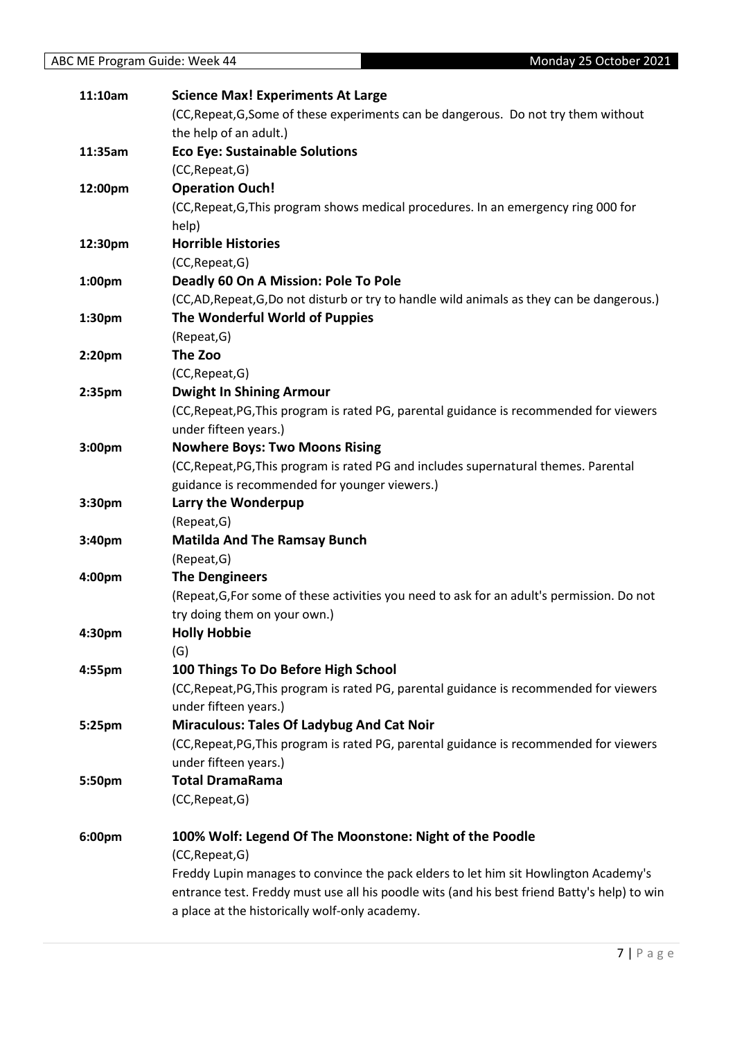**11:10am** **Science Max! Experiments At Large**
(CC,Repeat,G,Some of these experiments can be dangerous. Do not try them without the help of an adult.)

**11:35am** **Eco Eye: Sustainable Solutions**
(CC,Repeat,G)

**12:00pm** **Operation Ouch!**
(CC,Repeat,G,This program shows medical procedures. In an emergency ring 000 for help)

**12:30pm** **Horrible Histories**
(CC,Repeat,G)

**1:00pm** **Deadly 60 On A Mission: Pole To Pole**
(CC,AD,Repeat,G,Do not disturb or try to handle wild animals as they can be dangerous.)

**1:30pm** **The Wonderful World of Puppies**
(Repeat,G)

**2:20pm** **The Zoo**
(CC,Repeat,G)

**2:35pm** **Dwight In Shining Armour**
(CC,Repeat,PG,This program is rated PG, parental guidance is recommended for viewers under fifteen years.)

**3:00pm** **Nowhere Boys: Two Moons Rising**
(CC,Repeat,PG,This program is rated PG and includes supernatural themes. Parental guidance is recommended for younger viewers.)

**3:30pm** **Larry the Wonderpup**
(Repeat,G)

**3:40pm** **Matilda And The Ramsay Bunch**
(Repeat,G)

**4:00pm** **The Dengineers**
(Repeat,G,For some of these activities you need to ask for an adult's permission. Do not try doing them on your own.)

**4:30pm** **Holly Hobbie**
(G)

**4:55pm** **100 Things To Do Before High School**
(CC,Repeat,PG,This program is rated PG, parental guidance is recommended for viewers under fifteen years.)

**5:25pm** **Miraculous: Tales Of Ladybug And Cat Noir**
(CC,Repeat,PG,This program is rated PG, parental guidance is recommended for viewers under fifteen years.)

**5:50pm** **Total DramaRama**
(CC,Repeat,G)

**6:00pm** **100% Wolf: Legend Of The Moonstone: Night of the Poodle**
(CC,Repeat,G)
Freddy Lupin manages to convince the pack elders to let him sit Howlington Academy's entrance test. Freddy must use all his poodle wits (and his best friend Batty's help) to win a place at the historically wolf-only academy.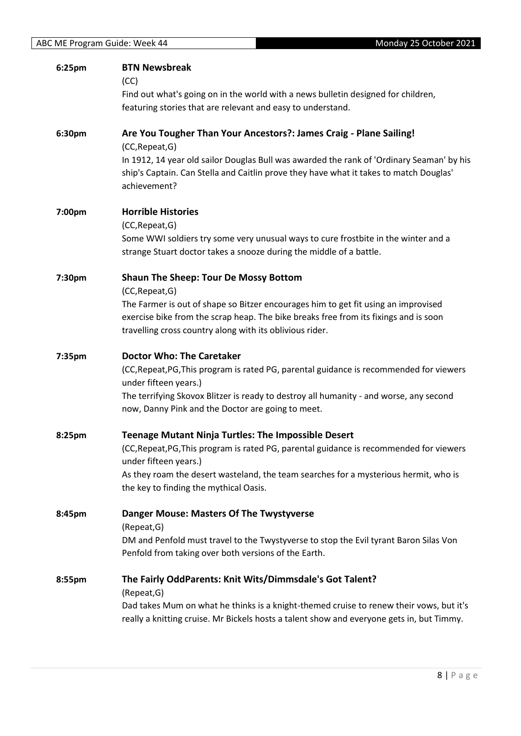**6:25pm** **BTN Newsbreak**

(CC)

Find out what's going on in the world with a news bulletin designed for children, featuring stories that are relevant and easy to understand.

**6:30pm** **Are You Tougher Than Your Ancestors?: James Craig - Plane Sailing!**

(CC,Repeat,G)

In 1912, 14 year old sailor Douglas Bull was awarded the rank of 'Ordinary Seaman' by his ship's Captain. Can Stella and Caitlin prove they have what it takes to match Douglas' achievement?

**7:00pm** **Horrible Histories**

(CC,Repeat,G)

Some WWI soldiers try some very unusual ways to cure frostbite in the winter and a strange Stuart doctor takes a snooze during the middle of a battle.

**7:30pm** **Shaun The Sheep: Tour De Mossy Bottom**

(CC,Repeat,G)

The Farmer is out of shape so Bitzer encourages him to get fit using an improvised exercise bike from the scrap heap. The bike breaks free from its fixings and is soon travelling cross country along with its oblivious rider.

**7:35pm** **Doctor Who: The Caretaker**

(CC,Repeat,PG,This program is rated PG, parental guidance is recommended for viewers under fifteen years.)

The terrifying Skovox Blitzer is ready to destroy all humanity - and worse, any second now, Danny Pink and the Doctor are going to meet.

**8:25pm** **Teenage Mutant Ninja Turtles: The Impossible Desert**

(CC,Repeat,PG,This program is rated PG, parental guidance is recommended for viewers under fifteen years.)

As they roam the desert wasteland, the team searches for a mysterious hermit, who is the key to finding the mythical Oasis.

**8:45pm** **Danger Mouse: Masters Of The Twystyverse**

(Repeat,G)

DM and Penfold must travel to the Twystyverse to stop the Evil tyrant Baron Silas Von Penfold from taking over both versions of the Earth.

**8:55pm** **The Fairly OddParents: Knit Wits/Dimmsdale's Got Talent?**

(Repeat,G)

Dad takes Mum on what he thinks is a knight-themed cruise to renew their vows, but it's really a knitting cruise. Mr Bickels hosts a talent show and everyone gets in, but Timmy.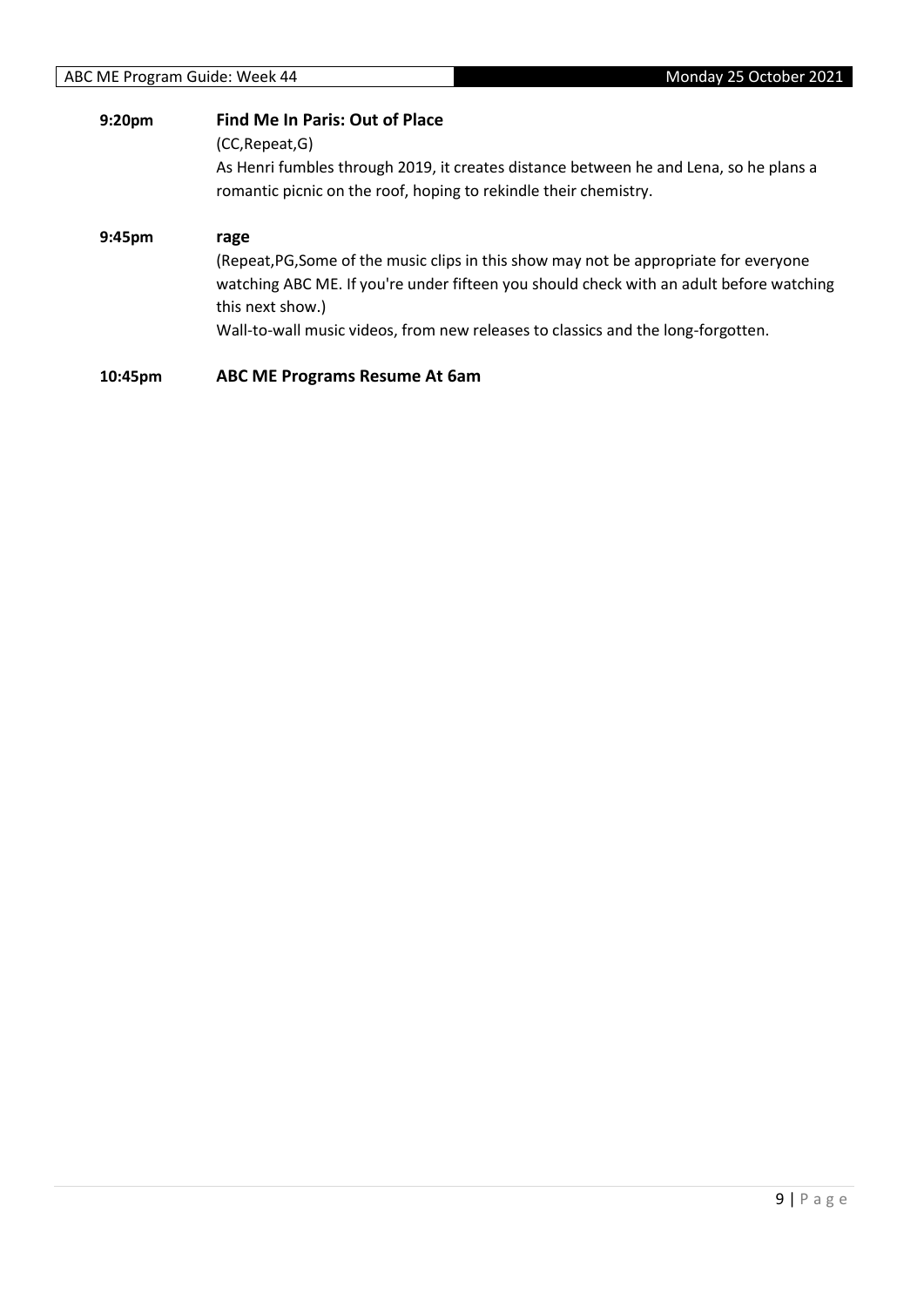**9:20pm** **Find Me In Paris: Out of Place**

(CC,Repeat,G)

As Henri fumbles through 2019, it creates distance between he and Lena, so he plans a romantic picnic on the roof, hoping to rekindle their chemistry.

**9:45pm** **rage**

(Repeat,PG,Some of the music clips in this show may not be appropriate for everyone watching ABC ME. If you're under fifteen you should check with an adult before watching this next show.)

Wall-to-wall music videos, from new releases to classics and the long-forgotten.

**10:45pm** **ABC ME Programs Resume At 6am**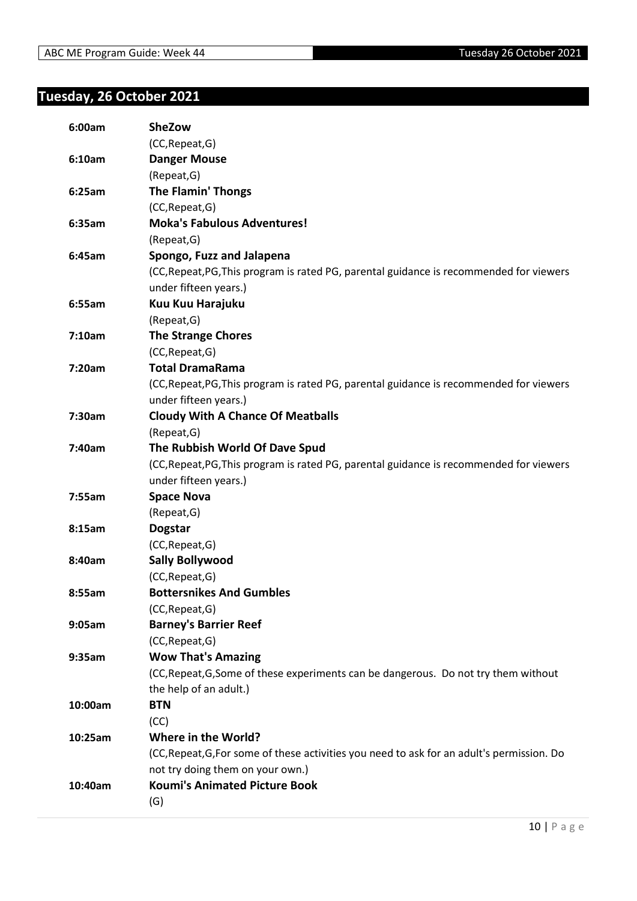## Tuesday, 26 October 2021

| | |
|---|---|
| 6:00am | **SheZow** (CC,Repeat,G) |
| 6:10am | **Danger Mouse** (Repeat,G) |
| 6:25am | **The Flamin' Thongs** (CC,Repeat,G) |
| 6:35am | **Moka's Fabulous Adventures!** (Repeat,G) |
| 6:45am | **Spongo, Fuzz and Jalapena** (CC,Repeat,PG,This program is rated PG, parental guidance is recommended for viewers under fifteen years.) |
| 6:55am | **Kuu Kuu Harajuku** (Repeat,G) |
| 7:10am | **The Strange Chores** (CC,Repeat,G) |
| 7:20am | **Total DramaRama** (CC,Repeat,PG,This program is rated PG, parental guidance is recommended for viewers under fifteen years.) |
| 7:30am | **Cloudy With A Chance Of Meatballs** (Repeat,G) |
| 7:40am | **The Rubbish World Of Dave Spud** (CC,Repeat,PG,This program is rated PG, parental guidance is recommended for viewers under fifteen years.) |
| 7:55am | **Space Nova** (Repeat,G) |
| 8:15am | **Dogstar** (CC,Repeat,G) |
| 8:40am | **Sally Bollywood** (CC,Repeat,G) |
| 8:55am | **Bottersnikes And Gumbles** (CC,Repeat,G) |
| 9:05am | **Barney's Barrier Reef** (CC,Repeat,G) |
| 9:35am | **Wow That's Amazing** (CC,Repeat,G,Some of these experiments can be dangerous. Do not try them without the help of an adult.) |
| 10:00am | **BTN** (CC) |
| 10:25am | **Where in the World?** (CC,Repeat,G,For some of these activities you need to ask for an adult's permission. Do not try doing them on your own.) |
| 10:40am | **Koumi's Animated Picture Book** (G) |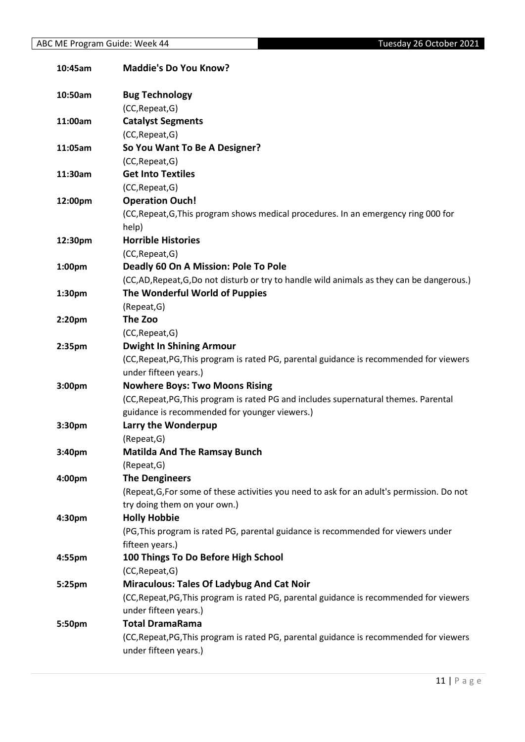**10:45am** **Maddie's Do You Know?**

**10:50am** **Bug Technology**
(CC,Repeat,G)

**11:00am** **Catalyst Segments**
(CC,Repeat,G)

**11:05am** **So You Want To Be A Designer?**
(CC,Repeat,G)

**11:30am** **Get Into Textiles**
(CC,Repeat,G)

**12:00pm** **Operation Ouch!**
(CC,Repeat,G,This program shows medical procedures. In an emergency ring 000 for help)

**12:30pm** **Horrible Histories**
(CC,Repeat,G)

**1:00pm** **Deadly 60 On A Mission: Pole To Pole**
(CC,AD,Repeat,G,Do not disturb or try to handle wild animals as they can be dangerous.)

**1:30pm** **The Wonderful World of Puppies**
(Repeat,G)

**2:20pm** **The Zoo**
(CC,Repeat,G)

**2:35pm** **Dwight In Shining Armour**
(CC,Repeat,PG,This program is rated PG, parental guidance is recommended for viewers under fifteen years.)

**3:00pm** **Nowhere Boys: Two Moons Rising**
(CC,Repeat,PG,This program is rated PG and includes supernatural themes. Parental guidance is recommended for younger viewers.)

**3:30pm** **Larry the Wonderpup**
(Repeat,G)

**3:40pm** **Matilda And The Ramsay Bunch**
(Repeat,G)

**4:00pm** **The Dengineers**
(Repeat,G,For some of these activities you need to ask for an adult's permission. Do not try doing them on your own.)

**4:30pm** **Holly Hobbie**
(PG,This program is rated PG, parental guidance is recommended for viewers under fifteen years.)

**4:55pm** **100 Things To Do Before High School**
(CC,Repeat,G)

**5:25pm** **Miraculous: Tales Of Ladybug And Cat Noir**
(CC,Repeat,PG,This program is rated PG, parental guidance is recommended for viewers under fifteen years.)

**5:50pm** **Total DramaRama**
(CC,Repeat,PG,This program is rated PG, parental guidance is recommended for viewers under fifteen years.)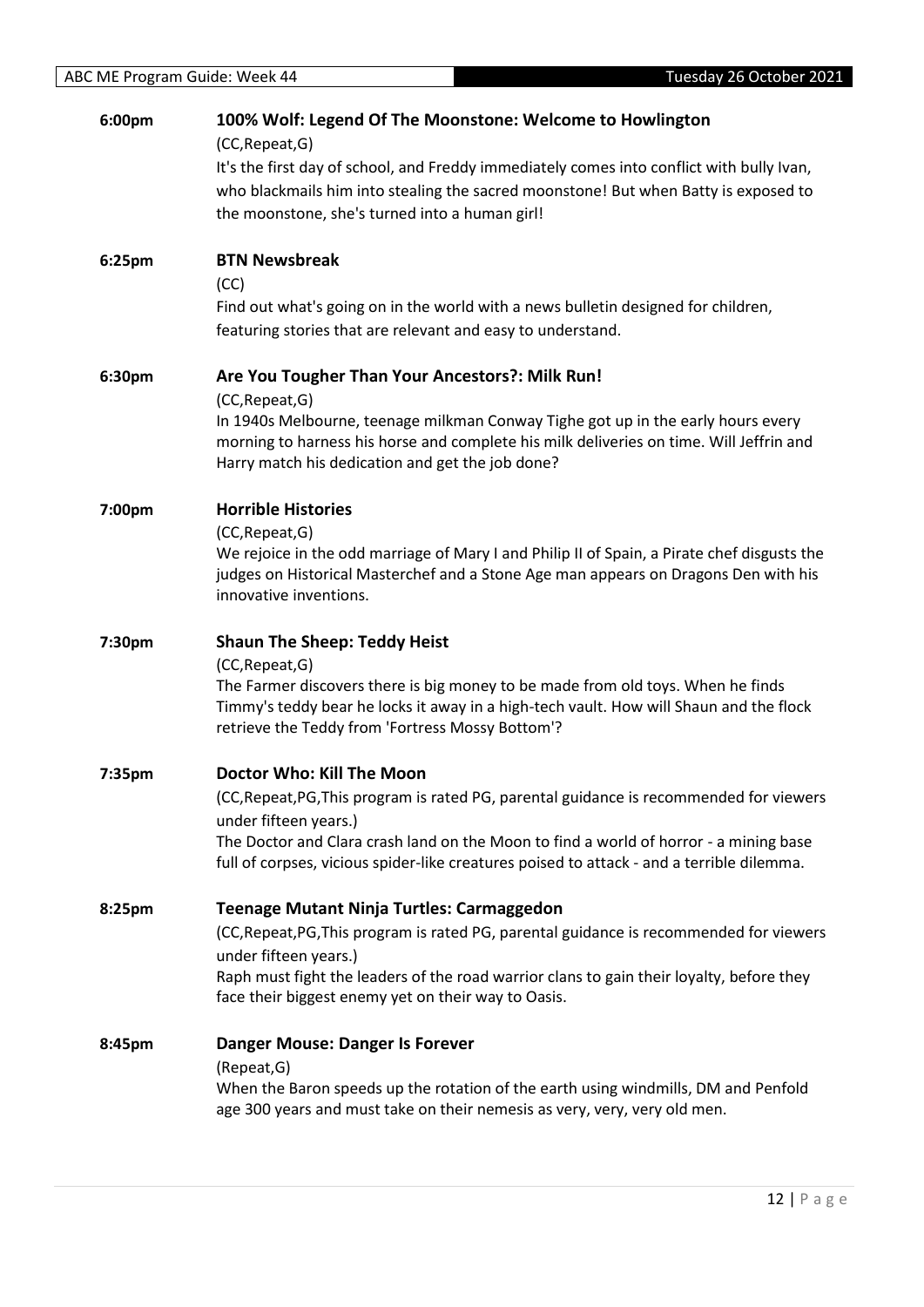## 6:00pm

**100% Wolf: Legend Of The Moonstone: Welcome to Howlington**

(CC,Repeat,G)

It's the first day of school, and Freddy immediately comes into conflict with bully Ivan, who blackmails him into stealing the sacred moonstone! But when Batty is exposed to the moonstone, she's turned into a human girl!

## 6:25pm

**BTN Newsbreak**

(CC)

Find out what's going on in the world with a news bulletin designed for children, featuring stories that are relevant and easy to understand.

## 6:30pm

**Are You Tougher Than Your Ancestors?: Milk Run!**

(CC,Repeat,G)

In 1940s Melbourne, teenage milkman Conway Tighe got up in the early hours every morning to harness his horse and complete his milk deliveries on time. Will Jeffrin and Harry match his dedication and get the job done?

## 7:00pm

**Horrible Histories**

(CC,Repeat,G)

We rejoice in the odd marriage of Mary I and Philip II of Spain, a Pirate chef disgusts the judges on Historical Masterchef and a Stone Age man appears on Dragons Den with his innovative inventions.

## 7:30pm

**Shaun The Sheep: Teddy Heist**

(CC,Repeat,G)

The Farmer discovers there is big money to be made from old toys. When he finds Timmy's teddy bear he locks it away in a high-tech vault. How will Shaun and the flock retrieve the Teddy from 'Fortress Mossy Bottom'?

## 7:35pm

**Doctor Who: Kill The Moon**

(CC,Repeat,PG,This program is rated PG, parental guidance is recommended for viewers under fifteen years.)

The Doctor and Clara crash land on the Moon to find a world of horror - a mining base full of corpses, vicious spider-like creatures poised to attack - and a terrible dilemma.

## 8:25pm

**Teenage Mutant Ninja Turtles: Carmaggedon**

(CC,Repeat,PG,This program is rated PG, parental guidance is recommended for viewers under fifteen years.)

Raph must fight the leaders of the road warrior clans to gain their loyalty, before they face their biggest enemy yet on their way to Oasis.

## 8:45pm

**Danger Mouse: Danger Is Forever**

(Repeat,G)

When the Baron speeds up the rotation of the earth using windmills, DM and Penfold age 300 years and must take on their nemesis as very, very, very old men.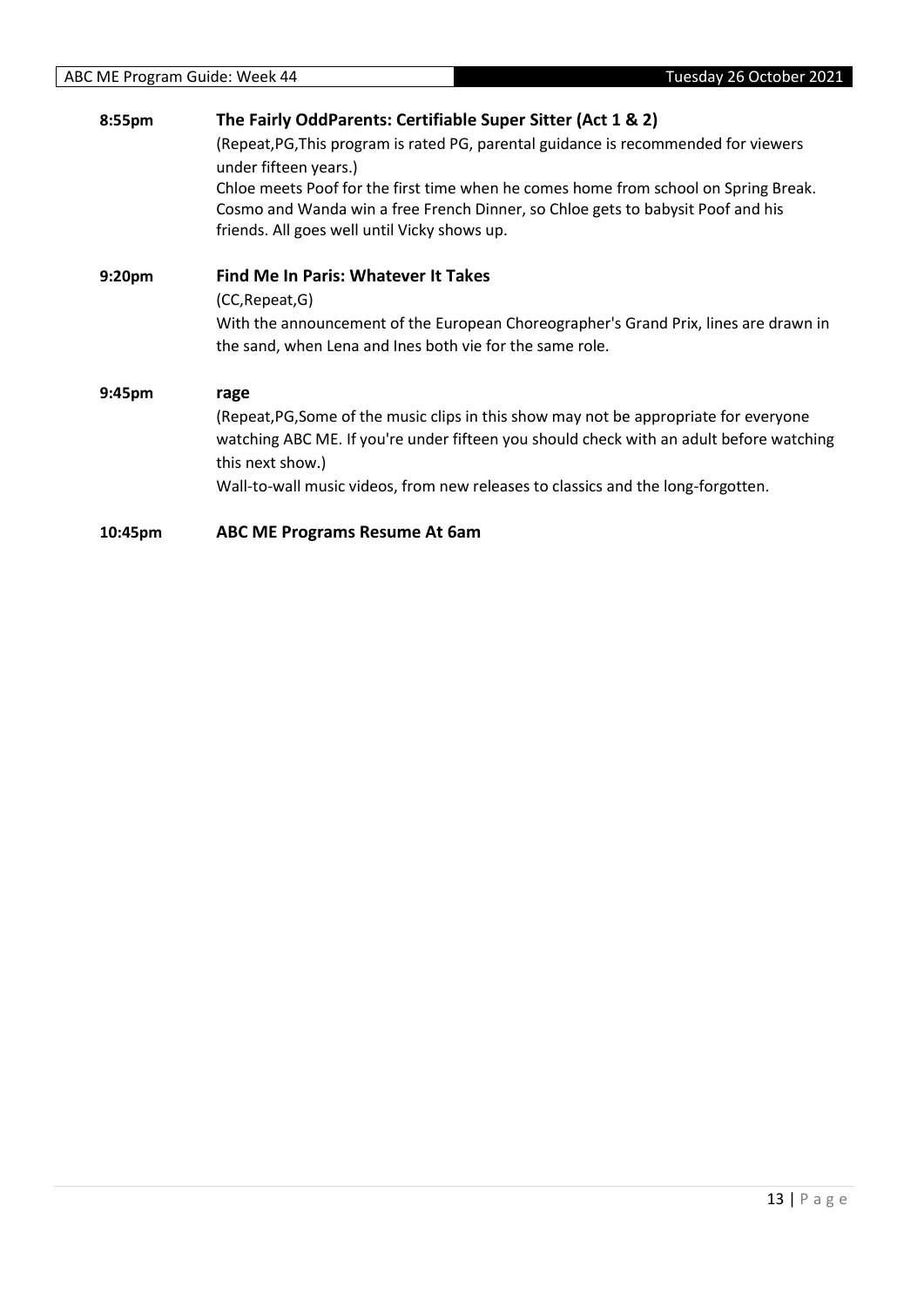**8:55pm** **The Fairly OddParents: Certifiable Super Sitter (Act 1 & 2)**

(Repeat,PG,This program is rated PG, parental guidance is recommended for viewers under fifteen years.)

Chloe meets Poof for the first time when he comes home from school on Spring Break. Cosmo and Wanda win a free French Dinner, so Chloe gets to babysit Poof and his friends. All goes well until Vicky shows up.

**9:20pm** **Find Me In Paris: Whatever It Takes**

(CC,Repeat,G)

With the announcement of the European Choreographer's Grand Prix, lines are drawn in the sand, when Lena and Ines both vie for the same role.

**9:45pm** **rage**

(Repeat,PG,Some of the music clips in this show may not be appropriate for everyone watching ABC ME. If you're under fifteen you should check with an adult before watching this next show.)

Wall-to-wall music videos, from new releases to classics and the long-forgotten.

**10:45pm** **ABC ME Programs Resume At 6am**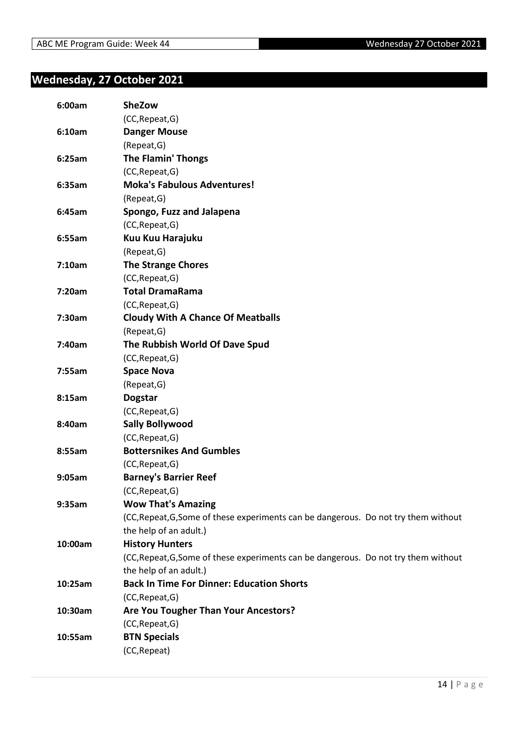# Wednesday, 27 October 2021

| | |
|---|---|
| **6:00am** | **SheZow** |
| | (CC,Repeat,G) |
| **6:10am** | **Danger Mouse** |
| | (Repeat,G) |
| **6:25am** | **The Flamin' Thongs** |
| | (CC,Repeat,G) |
| **6:35am** | **Moka's Fabulous Adventures!** |
| | (Repeat,G) |
| **6:45am** | **Spongo, Fuzz and Jalapena** |
| | (CC,Repeat,G) |
| **6:55am** | **Kuu Kuu Harajuku** |
| | (Repeat,G) |
| **7:10am** | **The Strange Chores** |
| | (CC,Repeat,G) |
| **7:20am** | **Total DramaRama** |
| | (CC,Repeat,G) |
| **7:30am** | **Cloudy With A Chance Of Meatballs** |
| | (Repeat,G) |
| **7:40am** | **The Rubbish World Of Dave Spud** |
| | (CC,Repeat,G) |
| **7:55am** | **Space Nova** |
| | (Repeat,G) |
| **8:15am** | **Dogstar** |
| | (CC,Repeat,G) |
| **8:40am** | **Sally Bollywood** |
| | (CC,Repeat,G) |
| **8:55am** | **Bottersnikes And Gumbles** |
| | (CC,Repeat,G) |
| **9:05am** | **Barney's Barrier Reef** |
| | (CC,Repeat,G) |
| **9:35am** | **Wow That's Amazing** |
| | (CC,Repeat,G,Some of these experiments can be dangerous. Do not try them without the help of an adult.) |
| **10:00am** | **History Hunters** |
| | (CC,Repeat,G,Some of these experiments can be dangerous. Do not try them without the help of an adult.) |
| **10:25am** | **Back In Time For Dinner: Education Shorts** |
| | (CC,Repeat,G) |
| **10:30am** | **Are You Tougher Than Your Ancestors?** |
| | (CC,Repeat,G) |
| **10:55am** | **BTN Specials** |
| | (CC,Repeat) |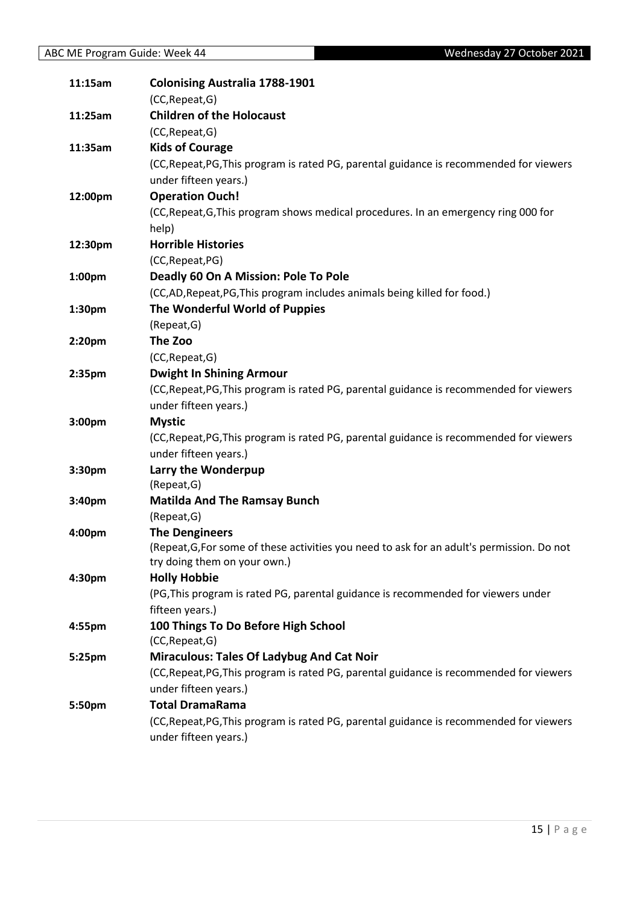| | |
|---|---|
| **11:15am** | **Colonising Australia 1788-1901** |
| | (CC,Repeat,G) |
| **11:25am** | **Children of the Holocaust** |
| | (CC,Repeat,G) |
| **11:35am** | **Kids of Courage** |
| | (CC,Repeat,PG,This program is rated PG, parental guidance is recommended for viewers under fifteen years.) |
| **12:00pm** | **Operation Ouch!** |
| | (CC,Repeat,G,This program shows medical procedures. In an emergency ring 000 for help) |
| **12:30pm** | **Horrible Histories** |
| | (CC,Repeat,PG) |
| **1:00pm** | **Deadly 60 On A Mission: Pole To Pole** |
| | (CC,AD,Repeat,PG,This program includes animals being killed for food.) |
| **1:30pm** | **The Wonderful World of Puppies** |
| | (Repeat,G) |
| **2:20pm** | **The Zoo** |
| | (CC,Repeat,G) |
| **2:35pm** | **Dwight In Shining Armour** |
| | (CC,Repeat,PG,This program is rated PG, parental guidance is recommended for viewers under fifteen years.) |
| **3:00pm** | **Mystic** |
| | (CC,Repeat,PG,This program is rated PG, parental guidance is recommended for viewers under fifteen years.) |
| **3:30pm** | **Larry the Wonderpup** |
| | (Repeat,G) |
| **3:40pm** | **Matilda And The Ramsay Bunch** |
| | (Repeat,G) |
| **4:00pm** | **The Dengineers** |
| | (Repeat,G,For some of these activities you need to ask for an adult's permission. Do not try doing them on your own.) |
| **4:30pm** | **Holly Hobbie** |
| | (PG,This program is rated PG, parental guidance is recommended for viewers under fifteen years.) |
| **4:55pm** | **100 Things To Do Before High School** |
| | (CC,Repeat,G) |
| **5:25pm** | **Miraculous: Tales Of Ladybug And Cat Noir** |
| | (CC,Repeat,PG,This program is rated PG, parental guidance is recommended for viewers under fifteen years.) |
| **5:50pm** | **Total DramaRama** |
| | (CC,Repeat,PG,This program is rated PG, parental guidance is recommended for viewers under fifteen years.) |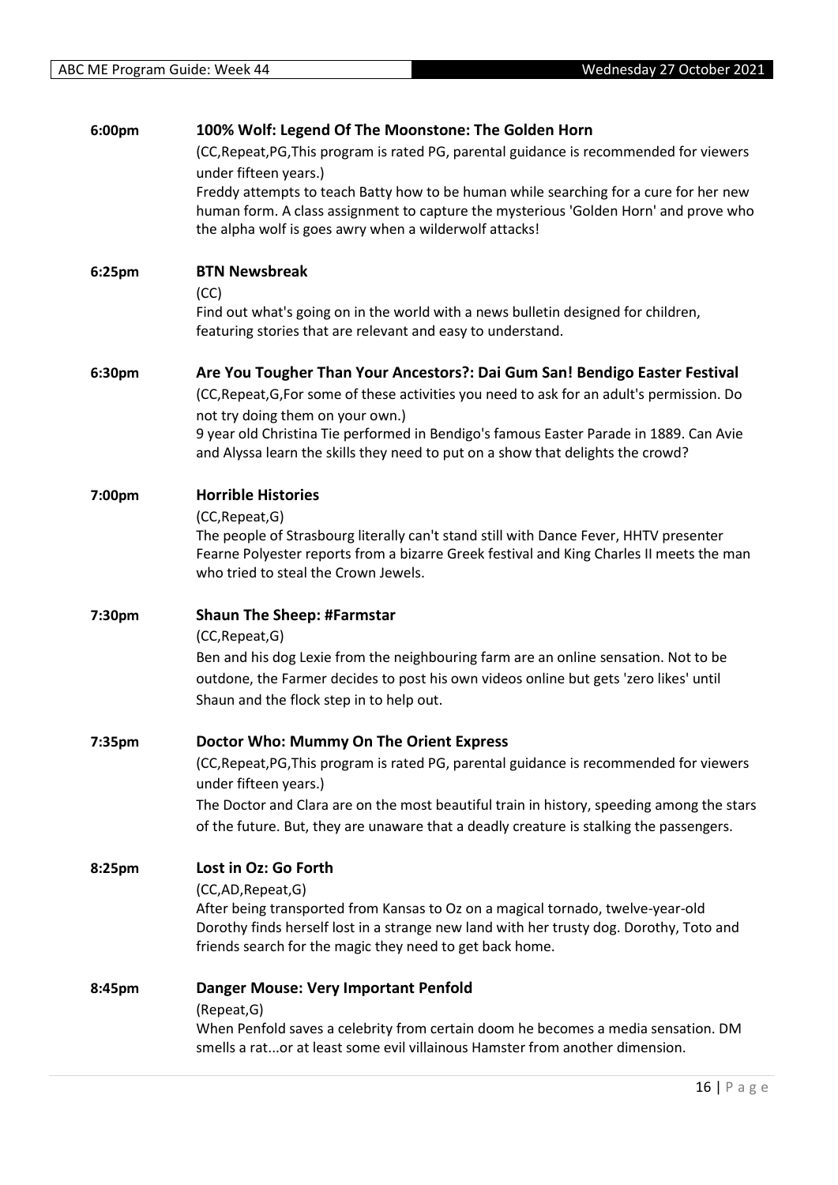**6:00pm** **100% Wolf: Legend Of The Moonstone: The Golden Horn**

(CC,Repeat,PG,This program is rated PG, parental guidance is recommended for viewers under fifteen years.)

Freddy attempts to teach Batty how to be human while searching for a cure for her new human form. A class assignment to capture the mysterious 'Golden Horn' and prove who the alpha wolf is goes awry when a wilderwolf attacks!

**6:25pm** **BTN Newsbreak**

(CC)

Find out what's going on in the world with a news bulletin designed for children, featuring stories that are relevant and easy to understand.

**6:30pm** **Are You Tougher Than Your Ancestors?: Dai Gum San! Bendigo Easter Festival**

(CC,Repeat,G,For some of these activities you need to ask for an adult's permission. Do not try doing them on your own.)

9 year old Christina Tie performed in Bendigo's famous Easter Parade in 1889. Can Avie and Alyssa learn the skills they need to put on a show that delights the crowd?

**7:00pm** **Horrible Histories**

(CC,Repeat,G)

The people of Strasbourg literally can't stand still with Dance Fever, HHTV presenter Fearne Polyester reports from a bizarre Greek festival and King Charles II meets the man who tried to steal the Crown Jewels.

**7:30pm** **Shaun The Sheep: #Farmstar**

(CC,Repeat,G)

Ben and his dog Lexie from the neighbouring farm are an online sensation. Not to be outdone, the Farmer decides to post his own videos online but gets 'zero likes' until Shaun and the flock step in to help out.

**7:35pm** **Doctor Who: Mummy On The Orient Express**

(CC,Repeat,PG,This program is rated PG, parental guidance is recommended for viewers under fifteen years.)

The Doctor and Clara are on the most beautiful train in history, speeding among the stars of the future. But, they are unaware that a deadly creature is stalking the passengers.

**8:25pm** **Lost in Oz: Go Forth**

(CC,AD,Repeat,G)

After being transported from Kansas to Oz on a magical tornado, twelve-year-old Dorothy finds herself lost in a strange new land with her trusty dog. Dorothy, Toto and friends search for the magic they need to get back home.

**8:45pm** **Danger Mouse: Very Important Penfold**

(Repeat,G)

When Penfold saves a celebrity from certain doom he becomes a media sensation. DM smells a rat...or at least some evil villainous Hamster from another dimension.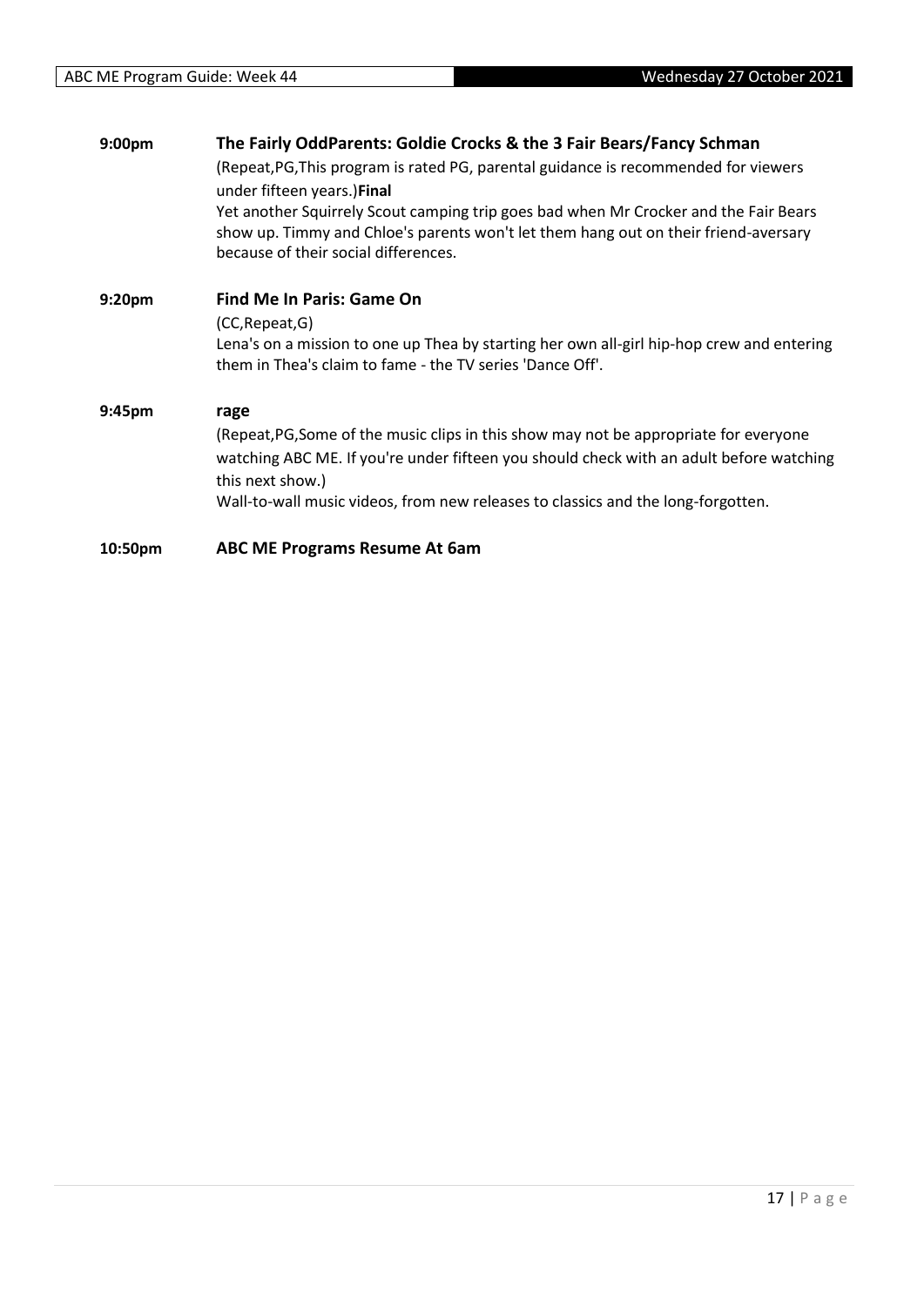**9:00pm** **The Fairly OddParents: Goldie Crocks & the 3 Fair Bears/Fancy Schman**

(Repeat,PG,This program is rated PG, parental guidance is recommended for viewers under fifteen years.)**Final**

Yet another Squirrely Scout camping trip goes bad when Mr Crocker and the Fair Bears show up. Timmy and Chloe's parents won't let them hang out on their friend-aversary because of their social differences.

**9:20pm** **Find Me In Paris: Game On**

(CC,Repeat,G)

Lena's on a mission to one up Thea by starting her own all-girl hip-hop crew and entering them in Thea's claim to fame - the TV series 'Dance Off'.

**9:45pm** **rage**

(Repeat,PG,Some of the music clips in this show may not be appropriate for everyone watching ABC ME. If you're under fifteen you should check with an adult before watching this next show.)

Wall-to-wall music videos, from new releases to classics and the long-forgotten.

**10:50pm** **ABC ME Programs Resume At 6am**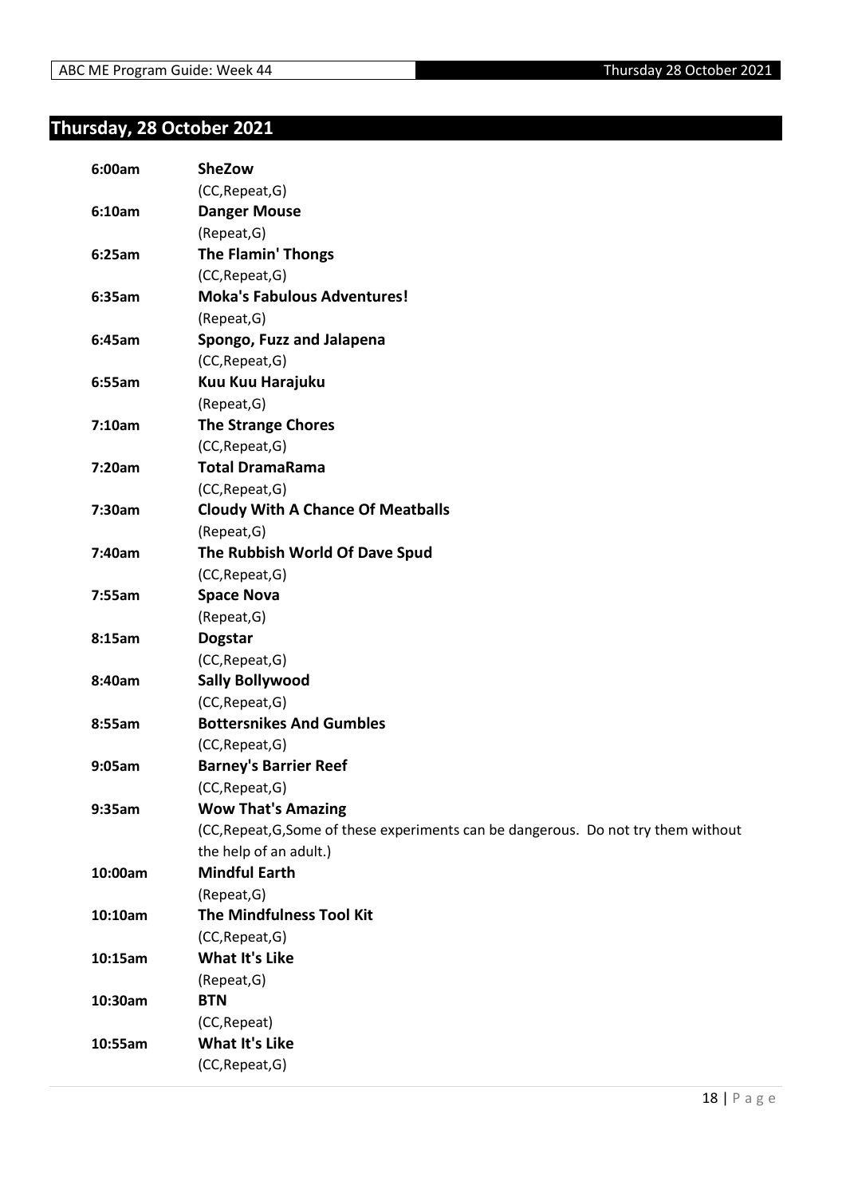## Thursday, 28 October 2021

| | |
|---|---|
| 6:00am | **SheZow** (CC,Repeat,G) |
| 6:10am | **Danger Mouse** (Repeat,G) |
| 6:25am | **The Flamin' Thongs** (CC,Repeat,G) |
| 6:35am | **Moka's Fabulous Adventures!** (Repeat,G) |
| 6:45am | **Spongo, Fuzz and Jalapena** (CC,Repeat,G) |
| 6:55am | **Kuu Kuu Harajuku** (Repeat,G) |
| 7:10am | **The Strange Chores** (CC,Repeat,G) |
| 7:20am | **Total DramaRama** (CC,Repeat,G) |
| 7:30am | **Cloudy With A Chance Of Meatballs** (Repeat,G) |
| 7:40am | **The Rubbish World Of Dave Spud** (CC,Repeat,G) |
| 7:55am | **Space Nova** (Repeat,G) |
| 8:15am | **Dogstar** (CC,Repeat,G) |
| 8:40am | **Sally Bollywood** (CC,Repeat,G) |
| 8:55am | **Bottersnikes And Gumbles** (CC,Repeat,G) |
| 9:05am | **Barney's Barrier Reef** (CC,Repeat,G) |
| 9:35am | **Wow That's Amazing** (CC,Repeat,G,Some of these experiments can be dangerous. Do not try them without the help of an adult.) |
| 10:00am | **Mindful Earth** (Repeat,G) |
| 10:10am | **The Mindfulness Tool Kit** (CC,Repeat,G) |
| 10:15am | **What It's Like** (Repeat,G) |
| 10:30am | **BTN** (CC,Repeat) |
| 10:55am | **What It's Like** (CC,Repeat,G) |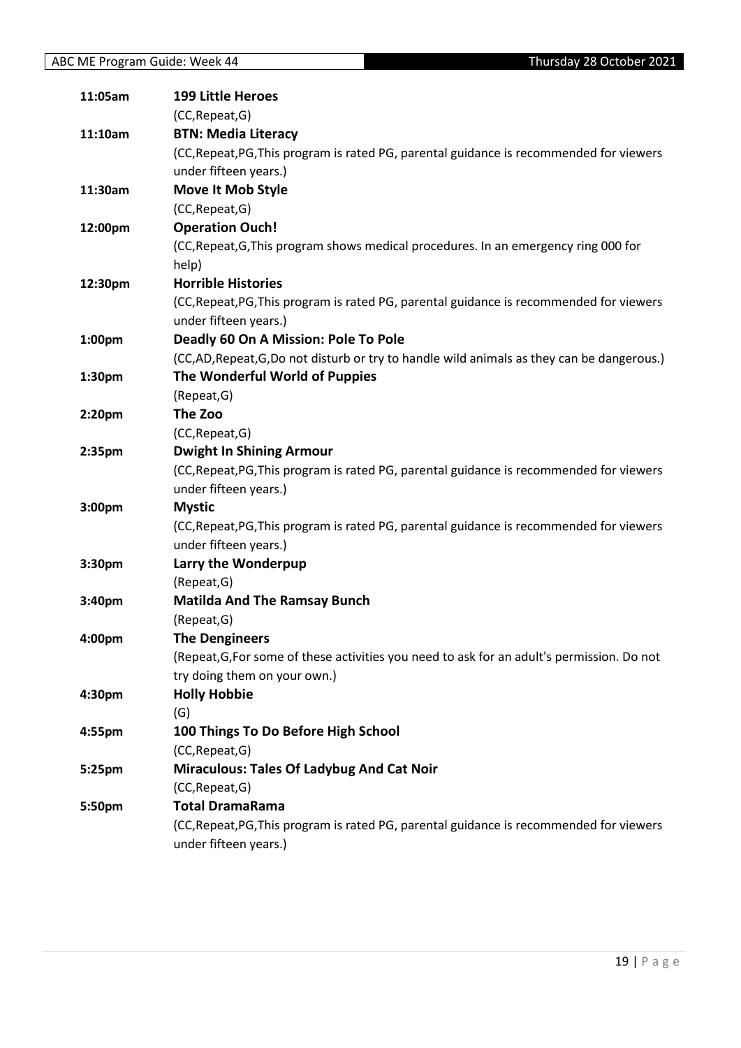| | |
|---|---|
| **11:05am** | **199 Little Heroes** |
| | (CC,Repeat,G) |
| **11:10am** | **BTN: Media Literacy** |
| | (CC,Repeat,PG,This program is rated PG, parental guidance is recommended for viewers under fifteen years.) |
| **11:30am** | **Move It Mob Style** |
| | (CC,Repeat,G) |
| **12:00pm** | **Operation Ouch!** |
| | (CC,Repeat,G,This program shows medical procedures. In an emergency ring 000 for help) |
| **12:30pm** | **Horrible Histories** |
| | (CC,Repeat,PG,This program is rated PG, parental guidance is recommended for viewers under fifteen years.) |
| **1:00pm** | **Deadly 60 On A Mission: Pole To Pole** |
| | (CC,AD,Repeat,G,Do not disturb or try to handle wild animals as they can be dangerous.) |
| **1:30pm** | **The Wonderful World of Puppies** |
| | (Repeat,G) |
| **2:20pm** | **The Zoo** |
| | (CC,Repeat,G) |
| **2:35pm** | **Dwight In Shining Armour** |
| | (CC,Repeat,PG,This program is rated PG, parental guidance is recommended for viewers under fifteen years.) |
| **3:00pm** | **Mystic** |
| | (CC,Repeat,PG,This program is rated PG, parental guidance is recommended for viewers under fifteen years.) |
| **3:30pm** | **Larry the Wonderpup** |
| | (Repeat,G) |
| **3:40pm** | **Matilda And The Ramsay Bunch** |
| | (Repeat,G) |
| **4:00pm** | **The Dengineers** |
| | (Repeat,G,For some of these activities you need to ask for an adult's permission. Do not try doing them on your own.) |
| **4:30pm** | **Holly Hobbie** |
| | (G) |
| **4:55pm** | **100 Things To Do Before High School** |
| | (CC,Repeat,G) |
| **5:25pm** | **Miraculous: Tales Of Ladybug And Cat Noir** |
| | (CC,Repeat,G) |
| **5:50pm** | **Total DramaRama** |
| | (CC,Repeat,PG,This program is rated PG, parental guidance is recommended for viewers under fifteen years.) |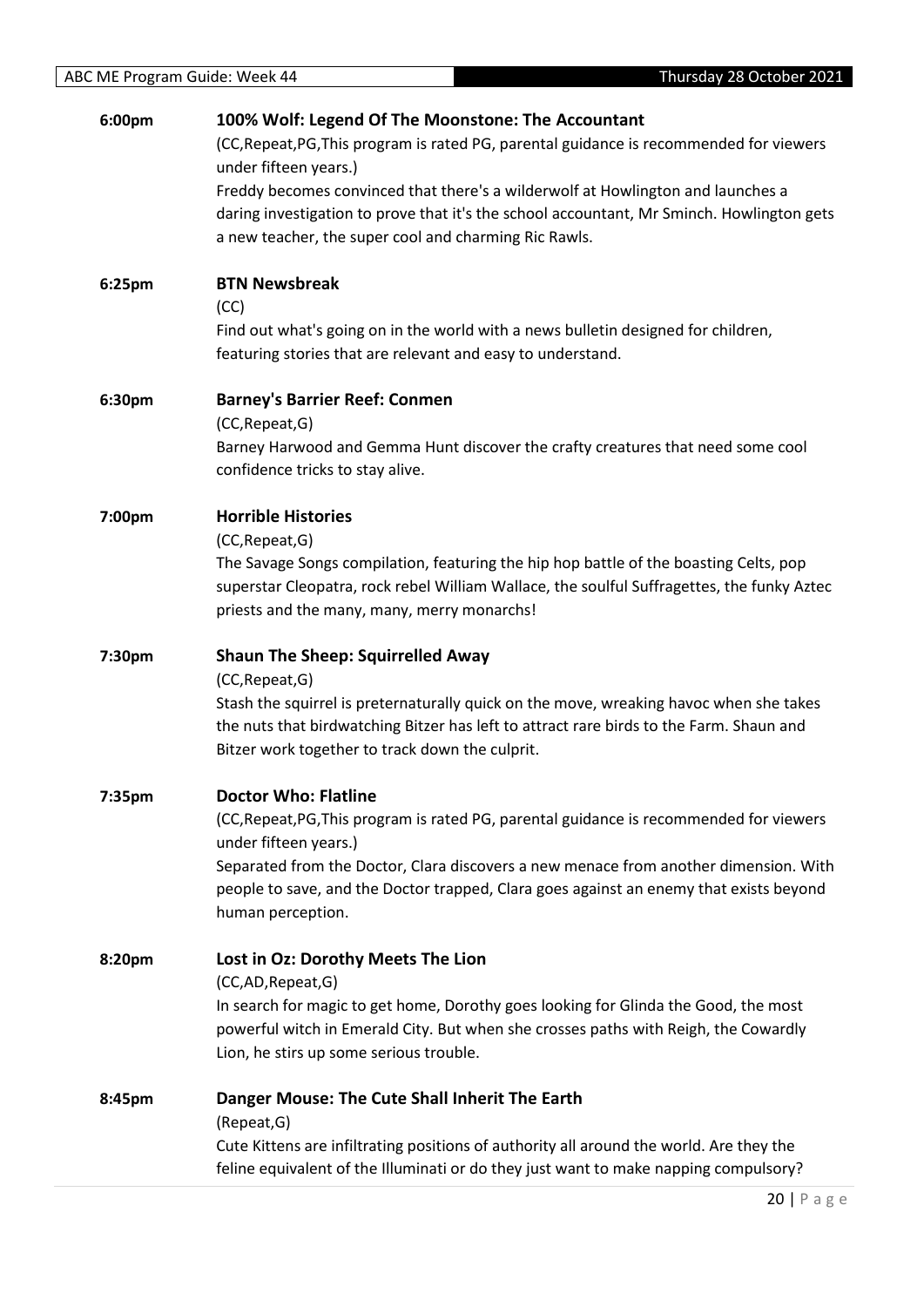**6:00pm** **100% Wolf: Legend Of The Moonstone: The Accountant**

(CC,Repeat,PG,This program is rated PG, parental guidance is recommended for viewers under fifteen years.)

Freddy becomes convinced that there's a wilderwolf at Howlington and launches a daring investigation to prove that it's the school accountant, Mr Sminch. Howlington gets a new teacher, the super cool and charming Ric Rawls.

**6:25pm** **BTN Newsbreak**

(CC)

Find out what's going on in the world with a news bulletin designed for children, featuring stories that are relevant and easy to understand.

**6:30pm** **Barney's Barrier Reef: Conmen**

(CC,Repeat,G)

Barney Harwood and Gemma Hunt discover the crafty creatures that need some cool confidence tricks to stay alive.

**7:00pm** **Horrible Histories**

(CC,Repeat,G)

The Savage Songs compilation, featuring the hip hop battle of the boasting Celts, pop superstar Cleopatra, rock rebel William Wallace, the soulful Suffragettes, the funky Aztec priests and the many, many, merry monarchs!

**7:30pm** **Shaun The Sheep: Squirrelled Away**

(CC,Repeat,G)

Stash the squirrel is preternaturally quick on the move, wreaking havoc when she takes the nuts that birdwatching Bitzer has left to attract rare birds to the Farm. Shaun and Bitzer work together to track down the culprit.

**7:35pm** **Doctor Who: Flatline**

(CC,Repeat,PG,This program is rated PG, parental guidance is recommended for viewers under fifteen years.)

Separated from the Doctor, Clara discovers a new menace from another dimension. With people to save, and the Doctor trapped, Clara goes against an enemy that exists beyond human perception.

**8:20pm** **Lost in Oz: Dorothy Meets The Lion**

(CC,AD,Repeat,G)

In search for magic to get home, Dorothy goes looking for Glinda the Good, the most powerful witch in Emerald City. But when she crosses paths with Reigh, the Cowardly Lion, he stirs up some serious trouble.

**8:45pm** **Danger Mouse: The Cute Shall Inherit The Earth**

(Repeat,G)

Cute Kittens are infiltrating positions of authority all around the world. Are they the feline equivalent of the Illuminati or do they just want to make napping compulsory?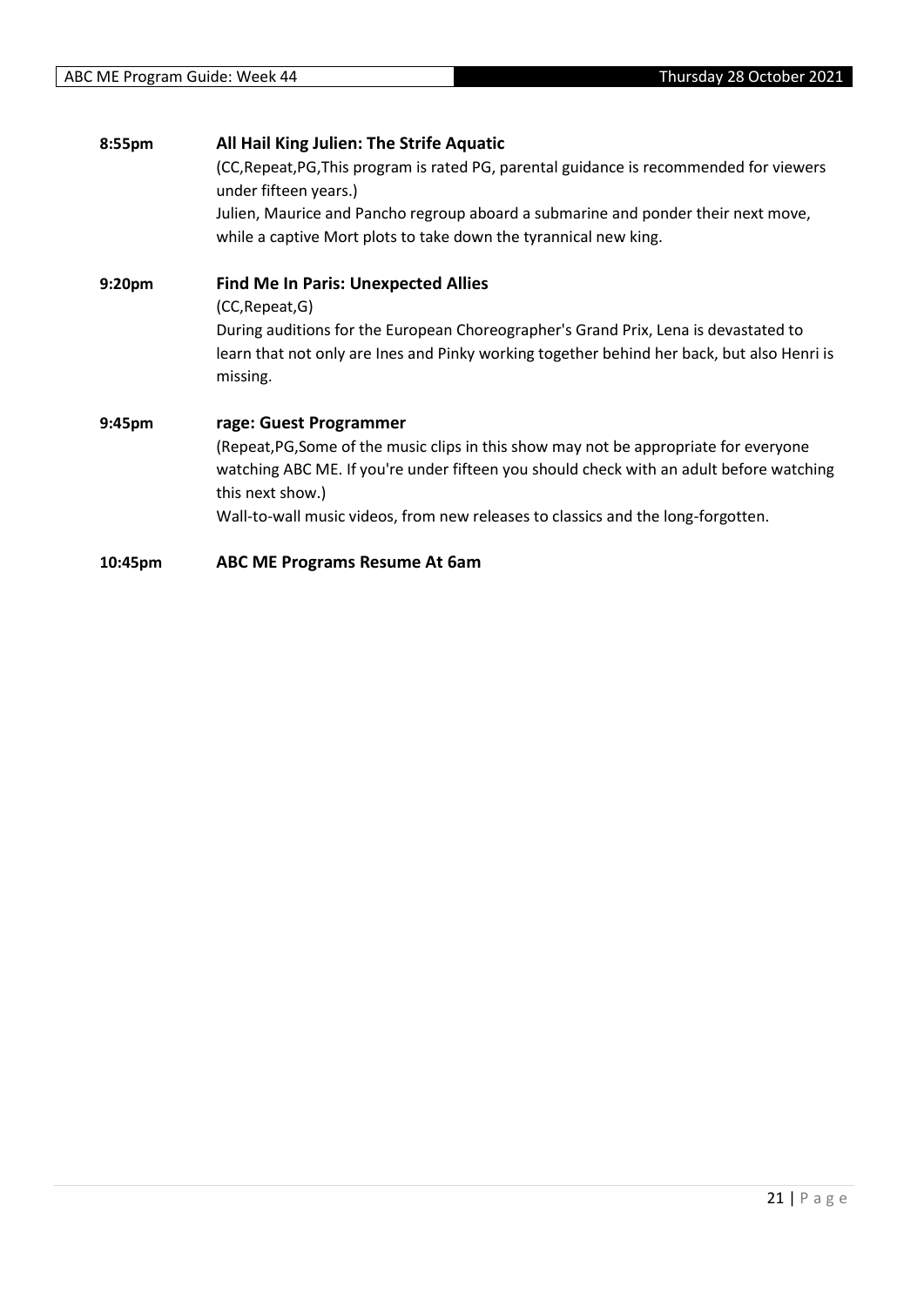**8:55pm** **All Hail King Julien: The Strife Aquatic**

(CC,Repeat,PG,This program is rated PG, parental guidance is recommended for viewers under fifteen years.)

Julien, Maurice and Pancho regroup aboard a submarine and ponder their next move, while a captive Mort plots to take down the tyrannical new king.

**9:20pm** **Find Me In Paris: Unexpected Allies**

(CC,Repeat,G)

During auditions for the European Choreographer's Grand Prix, Lena is devastated to learn that not only are Ines and Pinky working together behind her back, but also Henri is missing.

**9:45pm** **rage: Guest Programmer**

(Repeat,PG,Some of the music clips in this show may not be appropriate for everyone watching ABC ME. If you're under fifteen you should check with an adult before watching this next show.)

Wall-to-wall music videos, from new releases to classics and the long-forgotten.

**10:45pm** **ABC ME Programs Resume At 6am**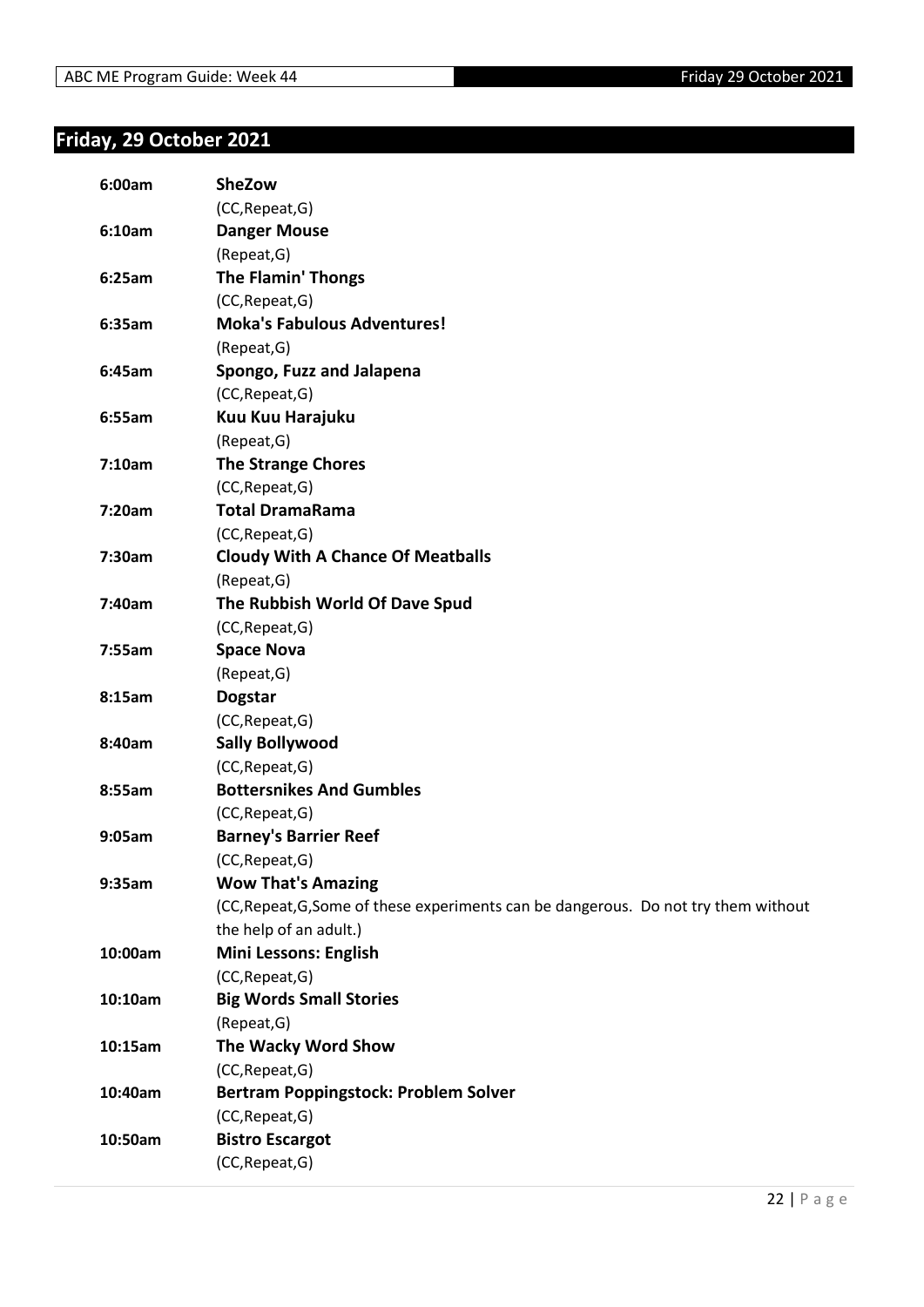## Friday, 29 October 2021

| | |
|---|---|
| **6:00am** | **SheZow** |
| | (CC,Repeat,G) |
| **6:10am** | **Danger Mouse** |
| | (Repeat,G) |
| **6:25am** | **The Flamin' Thongs** |
| | (CC,Repeat,G) |
| **6:35am** | **Moka's Fabulous Adventures!** |
| | (Repeat,G) |
| **6:45am** | **Spongo, Fuzz and Jalapena** |
| | (CC,Repeat,G) |
| **6:55am** | **Kuu Kuu Harajuku** |
| | (Repeat,G) |
| **7:10am** | **The Strange Chores** |
| | (CC,Repeat,G) |
| **7:20am** | **Total DramaRama** |
| | (CC,Repeat,G) |
| **7:30am** | **Cloudy With A Chance Of Meatballs** |
| | (Repeat,G) |
| **7:40am** | **The Rubbish World Of Dave Spud** |
| | (CC,Repeat,G) |
| **7:55am** | **Space Nova** |
| | (Repeat,G) |
| **8:15am** | **Dogstar** |
| | (CC,Repeat,G) |
| **8:40am** | **Sally Bollywood** |
| | (CC,Repeat,G) |
| **8:55am** | **Bottersnikes And Gumbles** |
| | (CC,Repeat,G) |
| **9:05am** | **Barney's Barrier Reef** |
| | (CC,Repeat,G) |
| **9:35am** | **Wow That's Amazing** |
| | (CC,Repeat,G,Some of these experiments can be dangerous. Do not try them without the help of an adult.) |
| **10:00am** | **Mini Lessons: English** |
| | (CC,Repeat,G) |
| **10:10am** | **Big Words Small Stories** |
| | (Repeat,G) |
| **10:15am** | **The Wacky Word Show** |
| | (CC,Repeat,G) |
| **10:40am** | **Bertram Poppingstock: Problem Solver** |
| | (CC,Repeat,G) |
| **10:50am** | **Bistro Escargot** |
| | (CC,Repeat,G) |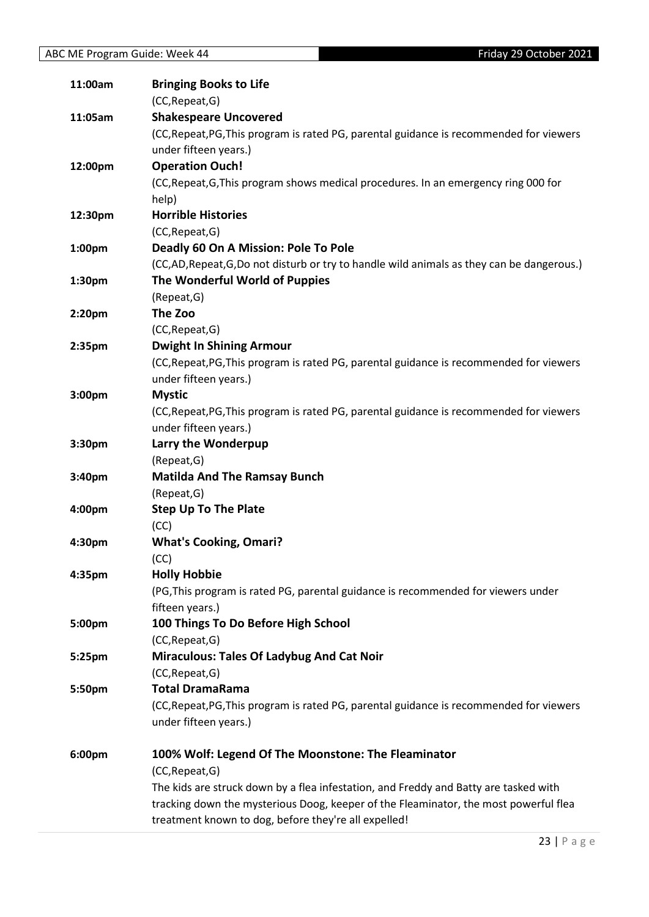| | |
|---|---|
| 11:00am | **Bringing Books to Life** |
| | (CC,Repeat,G) |
| 11:05am | **Shakespeare Uncovered** |
| | (CC,Repeat,PG,This program is rated PG, parental guidance is recommended for viewers under fifteen years.) |
| 12:00pm | **Operation Ouch!** |
| | (CC,Repeat,G,This program shows medical procedures. In an emergency ring 000 for help) |
| 12:30pm | **Horrible Histories** |
| | (CC,Repeat,G) |
| 1:00pm | **Deadly 60 On A Mission: Pole To Pole** |
| | (CC,AD,Repeat,G,Do not disturb or try to handle wild animals as they can be dangerous.) |
| 1:30pm | **The Wonderful World of Puppies** |
| | (Repeat,G) |
| 2:20pm | **The Zoo** |
| | (CC,Repeat,G) |
| 2:35pm | **Dwight In Shining Armour** |
| | (CC,Repeat,PG,This program is rated PG, parental guidance is recommended for viewers under fifteen years.) |
| 3:00pm | **Mystic** |
| | (CC,Repeat,PG,This program is rated PG, parental guidance is recommended for viewers under fifteen years.) |
| 3:30pm | **Larry the Wonderpup** |
| | (Repeat,G) |
| 3:40pm | **Matilda And The Ramsay Bunch** |
| | (Repeat,G) |
| 4:00pm | **Step Up To The Plate** |
| | (CC) |
| 4:30pm | **What's Cooking, Omari?** |
| | (CC) |
| 4:35pm | **Holly Hobbie** |
| | (PG,This program is rated PG, parental guidance is recommended for viewers under fifteen years.) |
| 5:00pm | **100 Things To Do Before High School** |
| | (CC,Repeat,G) |
| 5:25pm | **Miraculous: Tales Of Ladybug And Cat Noir** |
| | (CC,Repeat,G) |
| 5:50pm | **Total DramaRama** |
| | (CC,Repeat,PG,This program is rated PG, parental guidance is recommended for viewers under fifteen years.) |
| 6:00pm | **100% Wolf: Legend Of The Moonstone: The Fleaminator** |
| | (CC,Repeat,G) |
| | The kids are struck down by a flea infestation, and Freddy and Batty are tasked with tracking down the mysterious Doog, keeper of the Fleaminator, the most powerful flea treatment known to dog, before they're all expelled! |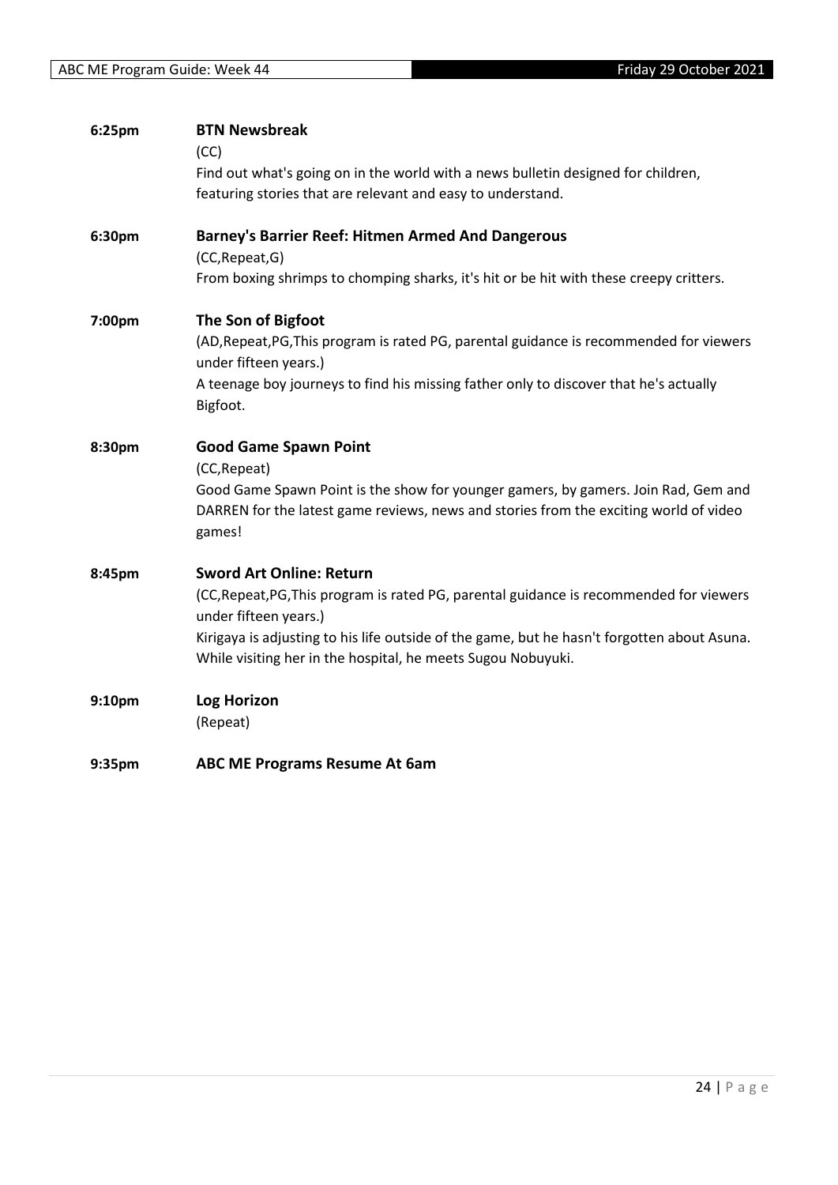**6:25pm** **BTN Newsbreak**

(CC)

Find out what's going on in the world with a news bulletin designed for children, featuring stories that are relevant and easy to understand.

**6:30pm** **Barney's Barrier Reef: Hitmen Armed And Dangerous**

(CC,Repeat,G)

From boxing shrimps to chomping sharks, it's hit or be hit with these creepy critters.

**7:00pm** **The Son of Bigfoot**

(AD,Repeat,PG,This program is rated PG, parental guidance is recommended for viewers under fifteen years.)

A teenage boy journeys to find his missing father only to discover that he's actually Bigfoot.

**8:30pm** **Good Game Spawn Point**

(CC,Repeat)

Good Game Spawn Point is the show for younger gamers, by gamers. Join Rad, Gem and DARREN for the latest game reviews, news and stories from the exciting world of video games!

**8:45pm** **Sword Art Online: Return**

(CC,Repeat,PG,This program is rated PG, parental guidance is recommended for viewers under fifteen years.)

Kirigaya is adjusting to his life outside of the game, but he hasn't forgotten about Asuna. While visiting her in the hospital, he meets Sugou Nobuyuki.

**9:10pm** **Log Horizon**

(Repeat)

**9:35pm** **ABC ME Programs Resume At 6am**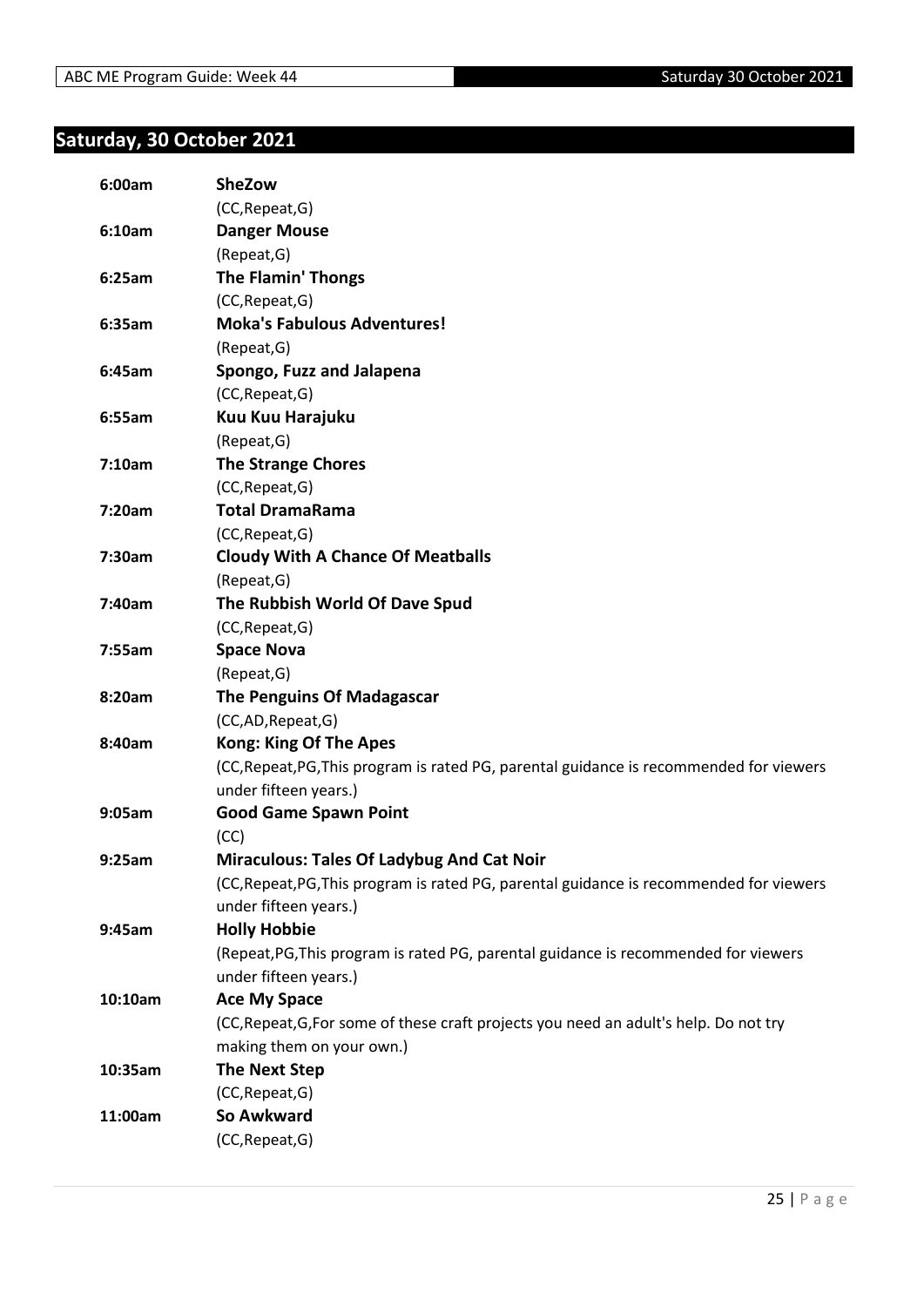## Saturday, 30 October 2021

**6:00am** **SheZow**
(CC,Repeat,G)

**6:10am** **Danger Mouse**
(Repeat,G)

**6:25am** **The Flamin' Thongs**
(CC,Repeat,G)

**6:35am** **Moka's Fabulous Adventures!**
(Repeat,G)

**6:45am** **Spongo, Fuzz and Jalapena**
(CC,Repeat,G)

**6:55am** **Kuu Kuu Harajuku**
(Repeat,G)

**7:10am** **The Strange Chores**
(CC,Repeat,G)

**7:20am** **Total DramaRama**
(CC,Repeat,G)

**7:30am** **Cloudy With A Chance Of Meatballs**
(Repeat,G)

**7:40am** **The Rubbish World Of Dave Spud**
(CC,Repeat,G)

**7:55am** **Space Nova**
(Repeat,G)

**8:20am** **The Penguins Of Madagascar**
(CC,AD,Repeat,G)

**8:40am** **Kong: King Of The Apes**
(CC,Repeat,PG,This program is rated PG, parental guidance is recommended for viewers under fifteen years.)

**9:05am** **Good Game Spawn Point**
(CC)

**9:25am** **Miraculous: Tales Of Ladybug And Cat Noir**
(CC,Repeat,PG,This program is rated PG, parental guidance is recommended for viewers under fifteen years.)

**9:45am** **Holly Hobbie**
(Repeat,PG,This program is rated PG, parental guidance is recommended for viewers under fifteen years.)

**10:10am** **Ace My Space**
(CC,Repeat,G,For some of these craft projects you need an adult's help. Do not try making them on your own.)

**10:35am** **The Next Step**
(CC,Repeat,G)

**11:00am** **So Awkward**
(CC,Repeat,G)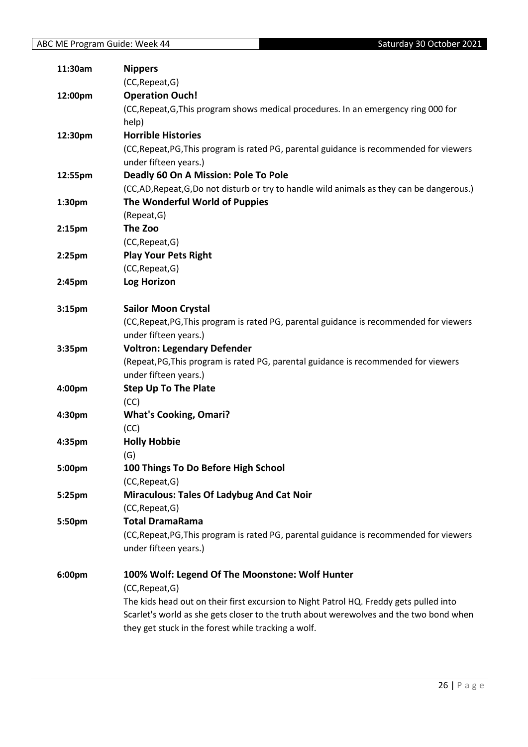**11:30am** **Nippers**
(CC,Repeat,G)

**12:00pm** **Operation Ouch!**
(CC,Repeat,G,This program shows medical procedures. In an emergency ring 000 for help)

**12:30pm** **Horrible Histories**
(CC,Repeat,PG,This program is rated PG, parental guidance is recommended for viewers under fifteen years.)

**12:55pm** **Deadly 60 On A Mission: Pole To Pole**
(CC,AD,Repeat,G,Do not disturb or try to handle wild animals as they can be dangerous.)

**1:30pm** **The Wonderful World of Puppies**
(Repeat,G)

**2:15pm** **The Zoo**
(CC,Repeat,G)

**2:25pm** **Play Your Pets Right**
(CC,Repeat,G)

**2:45pm** **Log Horizon**

**3:15pm** **Sailor Moon Crystal**
(CC,Repeat,PG,This program is rated PG, parental guidance is recommended for viewers under fifteen years.)

**3:35pm** **Voltron: Legendary Defender**
(Repeat,PG,This program is rated PG, parental guidance is recommended for viewers under fifteen years.)

**4:00pm** **Step Up To The Plate**
(CC)

**4:30pm** **What's Cooking, Omari?**
(CC)

**4:35pm** **Holly Hobbie**
(G)

**5:00pm** **100 Things To Do Before High School**
(CC,Repeat,G)

**5:25pm** **Miraculous: Tales Of Ladybug And Cat Noir**
(CC,Repeat,G)

**5:50pm** **Total DramaRama**
(CC,Repeat,PG,This program is rated PG, parental guidance is recommended for viewers under fifteen years.)

**6:00pm** **100% Wolf: Legend Of The Moonstone: Wolf Hunter**
(CC,Repeat,G)
The kids head out on their first excursion to Night Patrol HQ. Freddy gets pulled into Scarlet's world as she gets closer to the truth about werewolves and the two bond when they get stuck in the forest while tracking a wolf.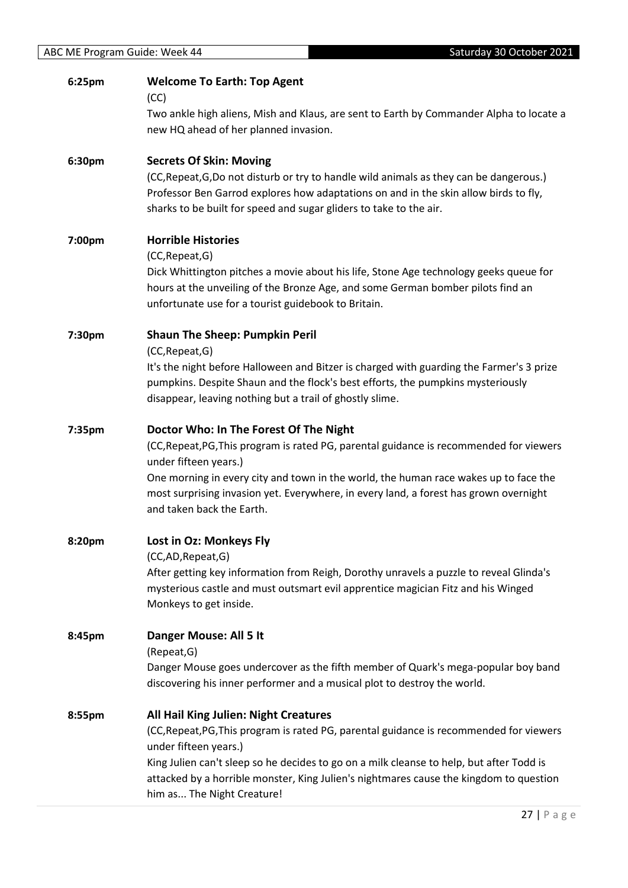**6:25pm** **Welcome To Earth: Top Agent**

(CC)

Two ankle high aliens, Mish and Klaus, are sent to Earth by Commander Alpha to locate a new HQ ahead of her planned invasion.

**6:30pm** **Secrets Of Skin: Moving**

(CC,Repeat,G,Do not disturb or try to handle wild animals as they can be dangerous.)

Professor Ben Garrod explores how adaptations on and in the skin allow birds to fly, sharks to be built for speed and sugar gliders to take to the air.

**7:00pm** **Horrible Histories**

(CC,Repeat,G)

Dick Whittington pitches a movie about his life, Stone Age technology geeks queue for hours at the unveiling of the Bronze Age, and some German bomber pilots find an unfortunate use for a tourist guidebook to Britain.

**7:30pm** **Shaun The Sheep: Pumpkin Peril**

(CC,Repeat,G)

It's the night before Halloween and Bitzer is charged with guarding the Farmer's 3 prize pumpkins. Despite Shaun and the flock's best efforts, the pumpkins mysteriously disappear, leaving nothing but a trail of ghostly slime.

**7:35pm** **Doctor Who: In The Forest Of The Night**

(CC,Repeat,PG,This program is rated PG, parental guidance is recommended for viewers under fifteen years.)

One morning in every city and town in the world, the human race wakes up to face the most surprising invasion yet. Everywhere, in every land, a forest has grown overnight and taken back the Earth.

**8:20pm** **Lost in Oz: Monkeys Fly**

(CC,AD,Repeat,G)

After getting key information from Reigh, Dorothy unravels a puzzle to reveal Glinda's mysterious castle and must outsmart evil apprentice magician Fitz and his Winged Monkeys to get inside.

**8:45pm** **Danger Mouse: All 5 It**

(Repeat,G)

Danger Mouse goes undercover as the fifth member of Quark's mega-popular boy band discovering his inner performer and a musical plot to destroy the world.

**8:55pm** **All Hail King Julien: Night Creatures**

(CC,Repeat,PG,This program is rated PG, parental guidance is recommended for viewers under fifteen years.)

King Julien can't sleep so he decides to go on a milk cleanse to help, but after Todd is attacked by a horrible monster, King Julien's nightmares cause the kingdom to question him as... The Night Creature!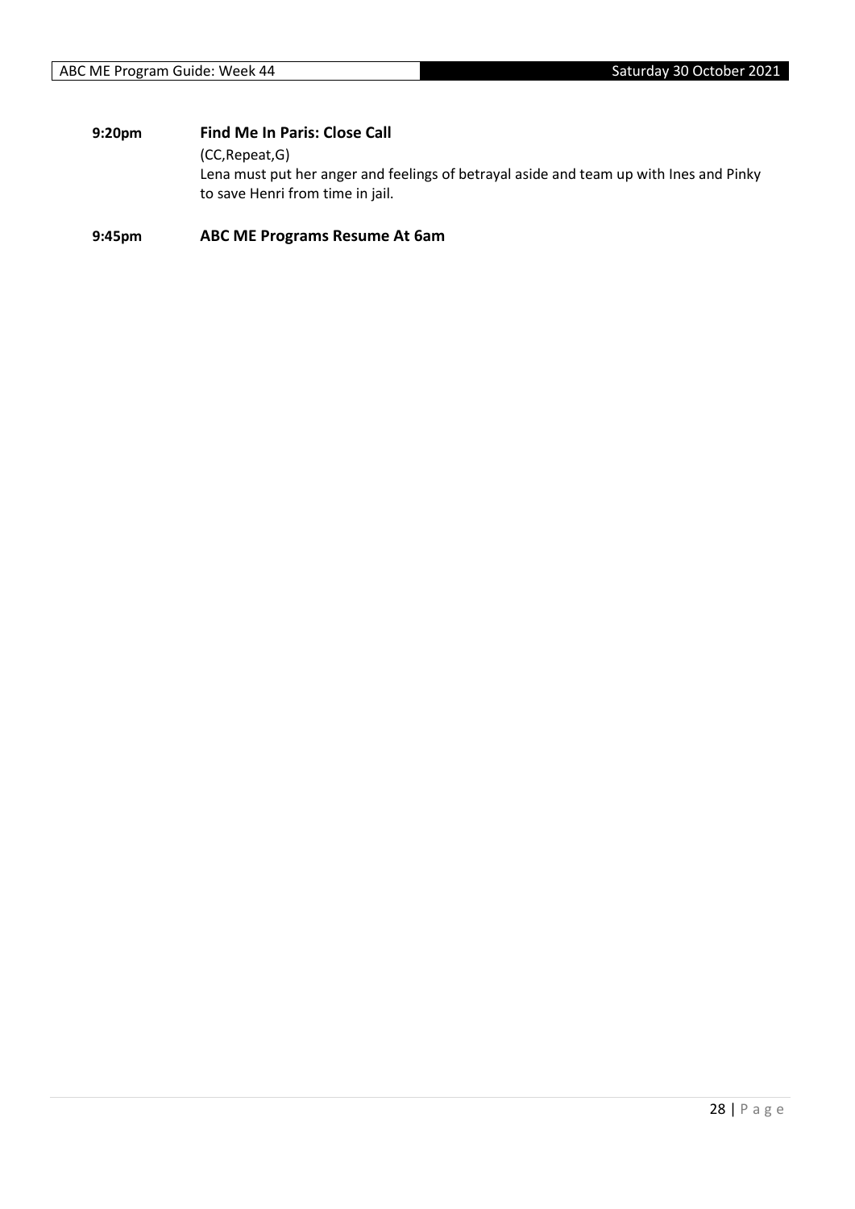**9:20pm** **Find Me In Paris: Close Call**

(CC,Repeat,G)

Lena must put her anger and feelings of betrayal aside and team up with Ines and Pinky to save Henri from time in jail.

**9:45pm** **ABC ME Programs Resume At 6am**